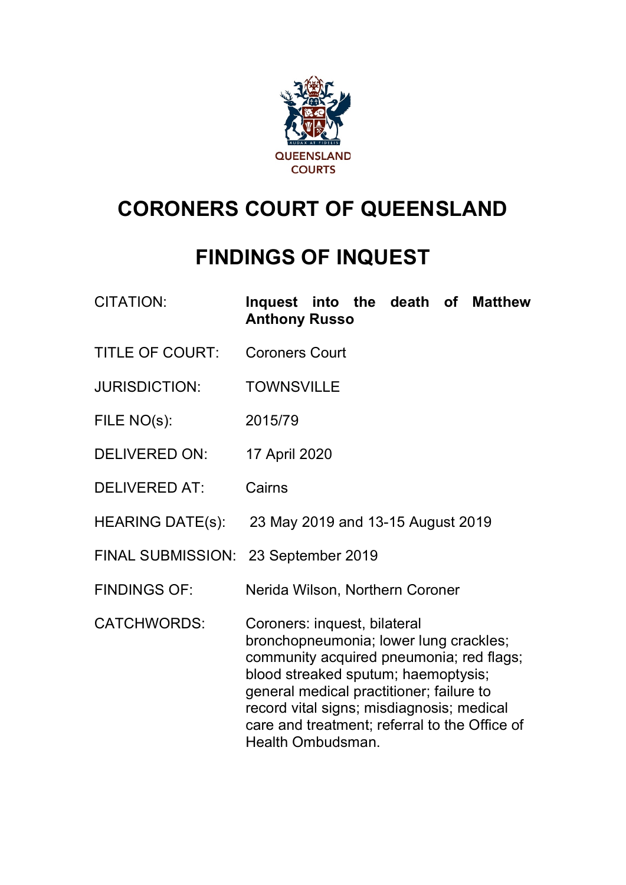QUEENSLAND COURTS

# CORONERS COURT OF QUEENSLAND

# FINDINGS OF INQUEST

| | |
|---|---|
| CITATION: | **Inquest into the death of Matthew Anthony Russo** |
| TITLE OF COURT: | Coroners Court |
| JURISDICTION: | TOWNSVILLE |
| FILE NO(s): | 2015/79 |
| DELIVERED ON: | 17 April 2020 |
| DELIVERED AT: | Cairns |
| HEARING DATE(s): | 23 May 2019 and 13-15 August 2019 |
| FINAL SUBMISSION: | 23 September 2019 |
| FINDINGS OF: | Nerida Wilson, Northern Coroner |
| CATCHWORDS: | Coroners: inquest, bilateral bronchopneumonia; lower lung crackles; community acquired pneumonia; red flags; blood streaked sputum; haemoptysis; general medical practitioner; failure to record vital signs; misdiagnosis; medical care and treatment; referral to the Office of Health Ombudsman. |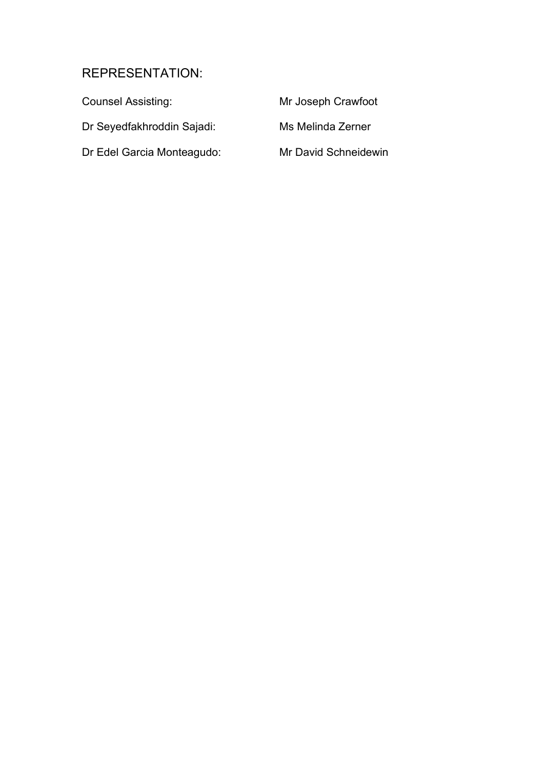## REPRESENTATION:

| | |
|---|---|
| Counsel Assisting: | Mr Joseph Crawfoot |
| Dr Seyedfakhroddin Sajadi: | Ms Melinda Zerner |
| Dr Edel Garcia Monteagudo: | Mr David Schneidewin |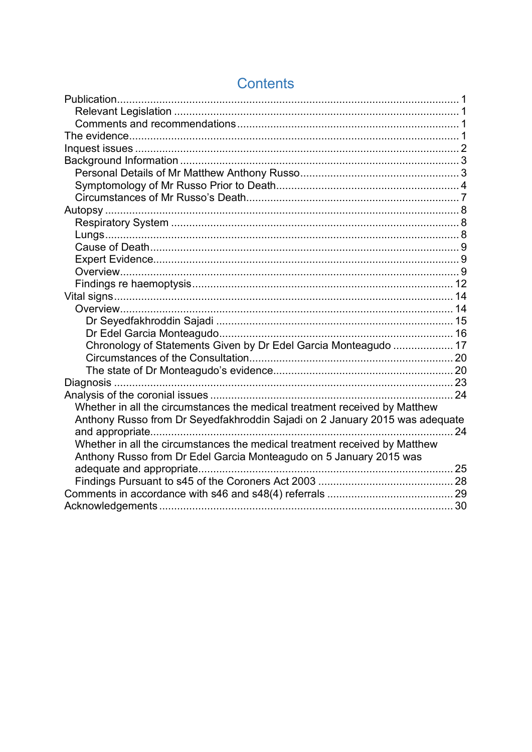# Contents

Publication ........................................................................................................ 1
- Relevant Legislation ............................................................................................ 1
- Comments and recommendations ........................................................................ 1

The evidence ........................................................................................................ 1

Inquest issues ...................................................................................................... 2

Background Information ...................................................................................... 3
- Personal Details of Mr Matthew Anthony Russo .................................................. 3
- Symptomology of Mr Russo Prior to Death ........................................................... 4
- Circumstances of Mr Russo's Death .................................................................... 7

Autopsy ................................................................................................................ 8
- Respiratory System ............................................................................................. 8
- Lungs .................................................................................................................. 8
- Cause of Death .................................................................................................... 9
- Expert Evidence ................................................................................................... 9
- Overview .............................................................................................................. 9
- Findings re haemoptysis .................................................................................... 12

Vital signs ........................................................................................................... 14
- Overview ............................................................................................................ 14
  - Dr Seyedfakhroddin Sajadi .............................................................................. 15
  - Dr Edel Garcia Monteagudo ............................................................................ 16
  - Chronology of Statements Given by Dr Edel Garcia Monteagudo .................... 17
  - Circumstances of the Consultation .................................................................. 20
  - The state of Dr Monteagudo's evidence ........................................................... 20

Diagnosis ............................................................................................................ 23

Analysis of the coronial issues ........................................................................... 24
- Whether in all the circumstances the medical treatment received by Matthew Anthony Russo from Dr Seyedfakhroddin Sajadi on 2 January 2015 was adequate and appropriate ........................................................................................................ 24
- Whether in all the circumstances the medical treatment received by Matthew Anthony Russo from Dr Edel Garcia Monteagudo on 5 January 2015 was adequate and appropriate ............................................................................................ 25
- Findings Pursuant to s45 of the Coroners Act 2003 ............................................ 28

Comments in accordance with s46 and s48(4) referrals ..................................... 29

Acknowledgements ............................................................................................ 30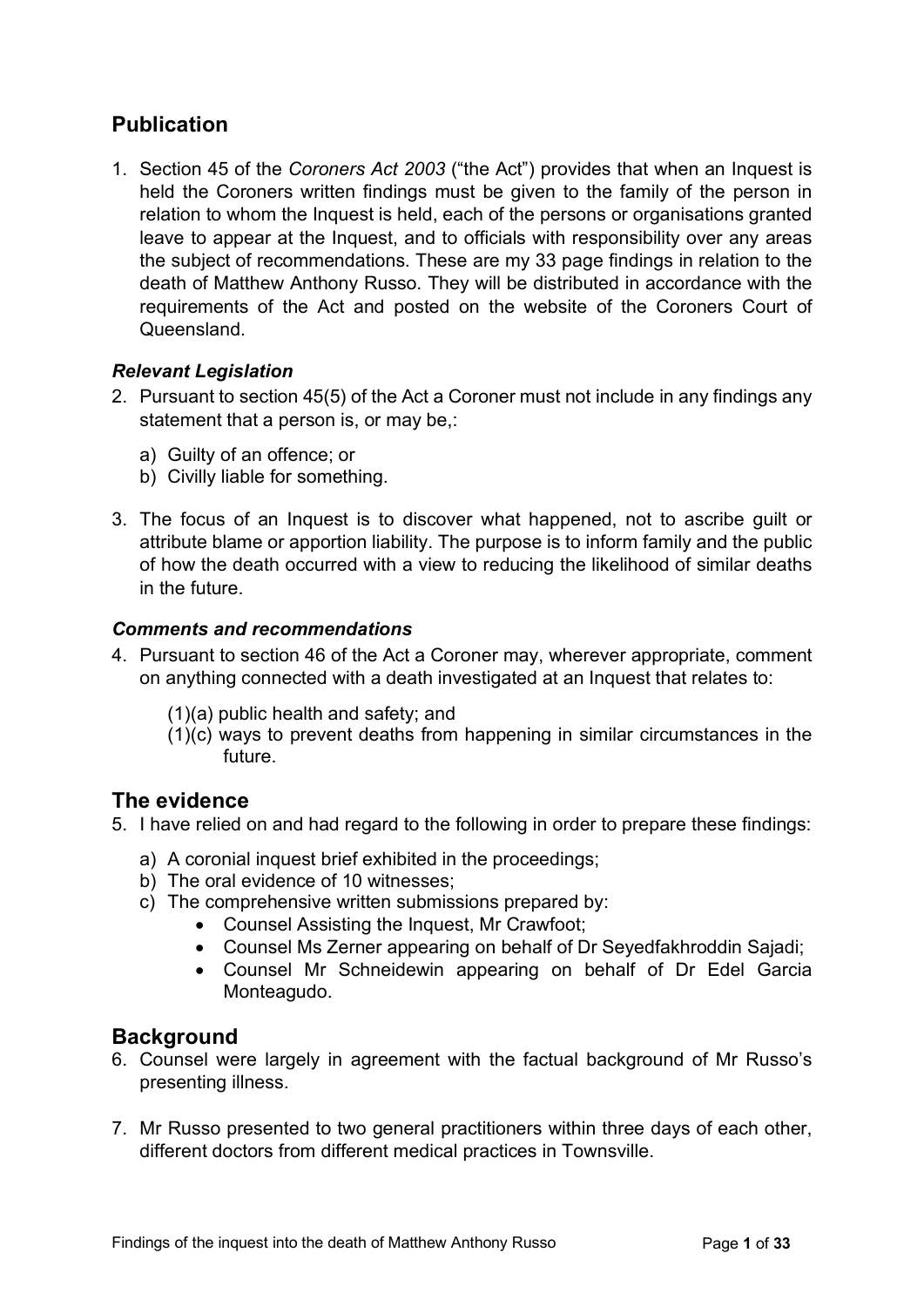## Publication

1. Section 45 of the *Coroners Act 2003* ("the Act") provides that when an Inquest is held the Coroners written findings must be given to the family of the person in relation to whom the Inquest is held, each of the persons or organisations granted leave to appear at the Inquest, and to officials with responsibility over any areas the subject of recommendations. These are my 33 page findings in relation to the death of Matthew Anthony Russo. They will be distributed in accordance with the requirements of the Act and posted on the website of the Coroners Court of Queensland.

### *Relevant Legislation*

2. Pursuant to section 45(5) of the Act a Coroner must not include in any findings any statement that a person is, or may be,:
   a) Guilty of an offence; or
   b) Civilly liable for something.

3. The focus of an Inquest is to discover what happened, not to ascribe guilt or attribute blame or apportion liability. The purpose is to inform family and the public of how the death occurred with a view to reducing the likelihood of similar deaths in the future.

### *Comments and recommendations*

4. Pursuant to section 46 of the Act a Coroner may, wherever appropriate, comment on anything connected with a death investigated at an Inquest that relates to:

   (1)(a) public health and safety; and
   (1)(c) ways to prevent deaths from happening in similar circumstances in the future.

## The evidence

5. I have relied on and had regard to the following in order to prepare these findings:
   a) A coronial inquest brief exhibited in the proceedings;
   b) The oral evidence of 10 witnesses;
   c) The comprehensive written submissions prepared by:
      - Counsel Assisting the Inquest, Mr Crawfoot;
      - Counsel Ms Zerner appearing on behalf of Dr Seyedfakhroddin Sajadi;
      - Counsel Mr Schneidewin appearing on behalf of Dr Edel Garcia Monteagudo.

## Background

6. Counsel were largely in agreement with the factual background of Mr Russo's presenting illness.

7. Mr Russo presented to two general practitioners within three days of each other, different doctors from different medical practices in Townsville.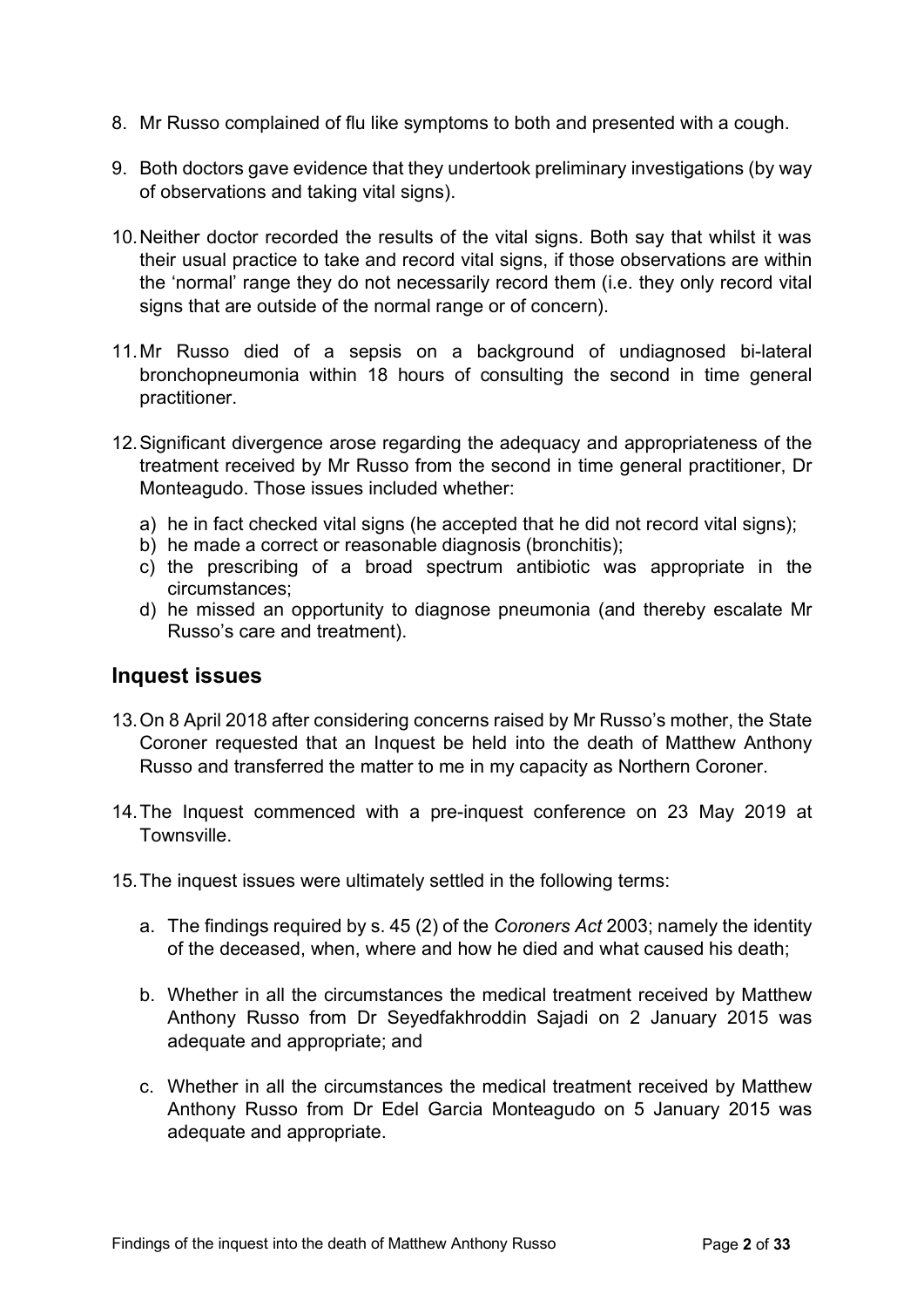8. Mr Russo complained of flu like symptoms to both and presented with a cough.

9. Both doctors gave evidence that they undertook preliminary investigations (by way of observations and taking vital signs).

10. Neither doctor recorded the results of the vital signs. Both say that whilst it was their usual practice to take and record vital signs, if those observations are within the 'normal' range they do not necessarily record them (i.e. they only record vital signs that are outside of the normal range or of concern).

11. Mr Russo died of a sepsis on a background of undiagnosed bi-lateral bronchopneumonia within 18 hours of consulting the second in time general practitioner.

12. Significant divergence arose regarding the adequacy and appropriateness of the treatment received by Mr Russo from the second in time general practitioner, Dr Monteagudo. Those issues included whether:

    a) he in fact checked vital signs (he accepted that he did not record vital signs);
    b) he made a correct or reasonable diagnosis (bronchitis);
    c) the prescribing of a broad spectrum antibiotic was appropriate in the circumstances;
    d) he missed an opportunity to diagnose pneumonia (and thereby escalate Mr Russo's care and treatment).

## Inquest issues

13. On 8 April 2018 after considering concerns raised by Mr Russo's mother, the State Coroner requested that an Inquest be held into the death of Matthew Anthony Russo and transferred the matter to me in my capacity as Northern Coroner.

14. The Inquest commenced with a pre-inquest conference on 23 May 2019 at Townsville.

15. The inquest issues were ultimately settled in the following terms:

    a. The findings required by s. 45 (2) of the *Coroners Act* 2003; namely the identity of the deceased, when, where and how he died and what caused his death;

    b. Whether in all the circumstances the medical treatment received by Matthew Anthony Russo from Dr Seyedfakhroddin Sajadi on 2 January 2015 was adequate and appropriate; and

    c. Whether in all the circumstances the medical treatment received by Matthew Anthony Russo from Dr Edel Garcia Monteagudo on 5 January 2015 was adequate and appropriate.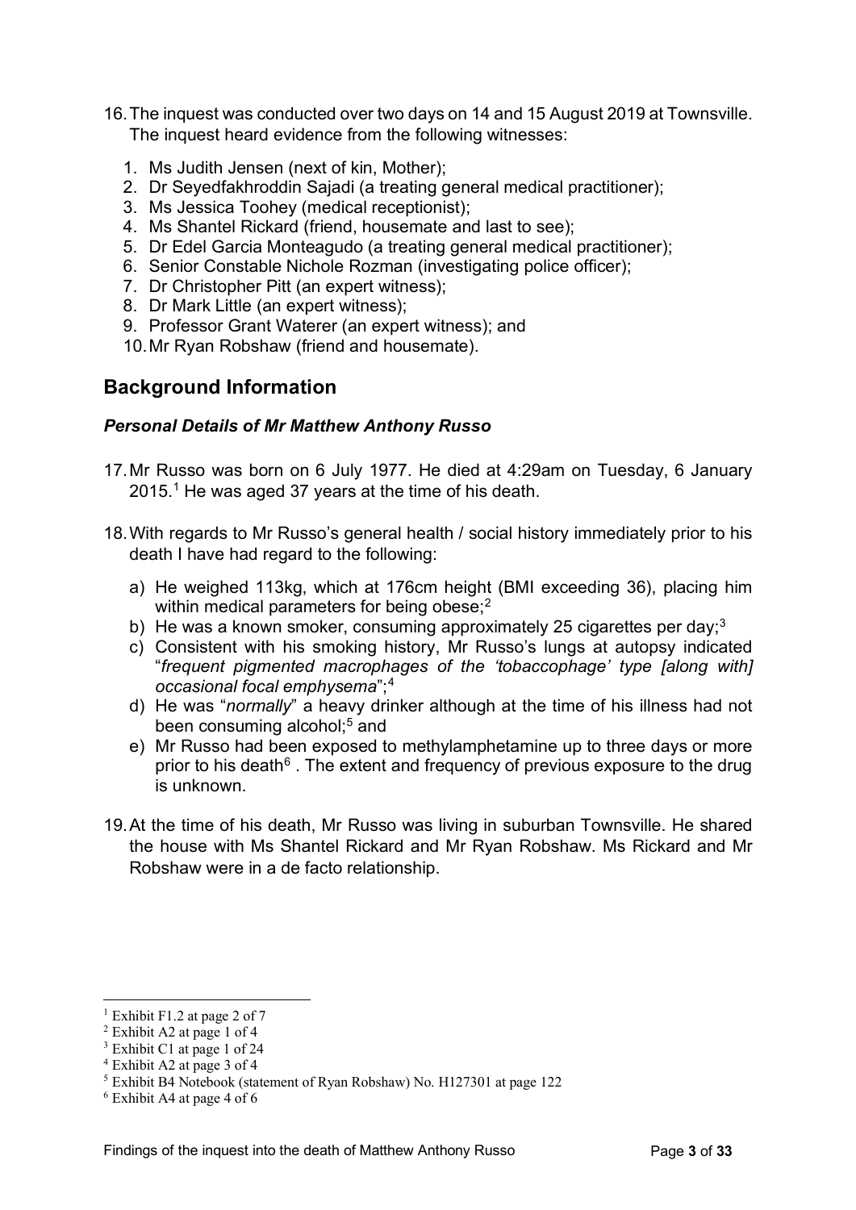16. The inquest was conducted over two days on 14 and 15 August 2019 at Townsville. The inquest heard evidence from the following witnesses:

    1. Ms Judith Jensen (next of kin, Mother);
    2. Dr Seyedfakhroddin Sajadi (a treating general medical practitioner);
    3. Ms Jessica Toohey (medical receptionist);
    4. Ms Shantel Rickard (friend, housemate and last to see);
    5. Dr Edel Garcia Monteagudo (a treating general medical practitioner);
    6. Senior Constable Nichole Rozman (investigating police officer);
    7. Dr Christopher Pitt (an expert witness);
    8. Dr Mark Little (an expert witness);
    9. Professor Grant Waterer (an expert witness); and
    10. Mr Ryan Robshaw (friend and housemate).

## Background Information

### *Personal Details of Mr Matthew Anthony Russo*

17. Mr Russo was born on 6 July 1977. He died at 4:29am on Tuesday, 6 January 2015.[1] He was aged 37 years at the time of his death.

18. With regards to Mr Russo's general health / social history immediately prior to his death I have had regard to the following:

    a) He weighed 113kg, which at 176cm height (BMI exceeding 36), placing him within medical parameters for being obese;[2]
    b) He was a known smoker, consuming approximately 25 cigarettes per day;[3]
    c) Consistent with his smoking history, Mr Russo's lungs at autopsy indicated "*frequent pigmented macrophages of the 'tobaccophage' type [along with] occasional focal emphysema*";[4]
    d) He was "*normally*" a heavy drinker although at the time of his illness had not been consuming alcohol;[5] and
    e) Mr Russo had been exposed to methylamphetamine up to three days or more prior to his death[6] . The extent and frequency of previous exposure to the drug is unknown.

19. At the time of his death, Mr Russo was living in suburban Townsville. He shared the house with Ms Shantel Rickard and Mr Ryan Robshaw. Ms Rickard and Mr Robshaw were in a de facto relationship.

---

[1] Exhibit F1.2 at page 2 of 7
[2] Exhibit A2 at page 1 of 4
[3] Exhibit C1 at page 1 of 24
[4] Exhibit A2 at page 3 of 4
[5] Exhibit B4 Notebook (statement of Ryan Robshaw) No. H127301 at page 122
[6] Exhibit A4 at page 4 of 6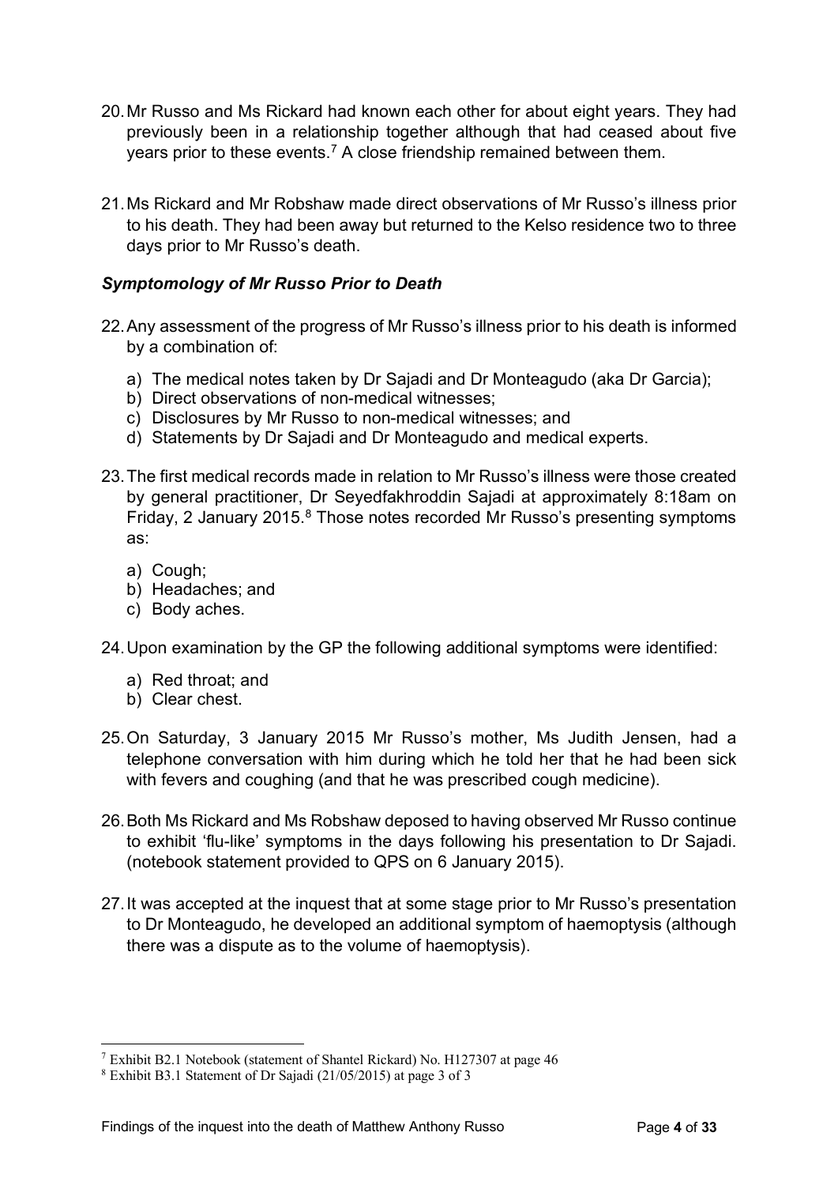20. Mr Russo and Ms Rickard had known each other for about eight years. They had previously been in a relationship together although that had ceased about five years prior to these events.[7] A close friendship remained between them.

21. Ms Rickard and Mr Robshaw made direct observations of Mr Russo's illness prior to his death. They had been away but returned to the Kelso residence two to three days prior to Mr Russo's death.

### *Symptomology of Mr Russo Prior to Death*

22. Any assessment of the progress of Mr Russo's illness prior to his death is informed by a combination of:

    a) The medical notes taken by Dr Sajadi and Dr Monteagudo (aka Dr Garcia);
    b) Direct observations of non-medical witnesses;
    c) Disclosures by Mr Russo to non-medical witnesses; and
    d) Statements by Dr Sajadi and Dr Monteagudo and medical experts.

23. The first medical records made in relation to Mr Russo's illness were those created by general practitioner, Dr Seyedfakhroddin Sajadi at approximately 8:18am on Friday, 2 January 2015.[8] Those notes recorded Mr Russo's presenting symptoms as:

    a) Cough;
    b) Headaches; and
    c) Body aches.

24. Upon examination by the GP the following additional symptoms were identified:

    a) Red throat; and
    b) Clear chest.

25. On Saturday, 3 January 2015 Mr Russo's mother, Ms Judith Jensen, had a telephone conversation with him during which he told her that he had been sick with fevers and coughing (and that he was prescribed cough medicine).

26. Both Ms Rickard and Ms Robshaw deposed to having observed Mr Russo continue to exhibit 'flu-like' symptoms in the days following his presentation to Dr Sajadi. (notebook statement provided to QPS on 6 January 2015).

27. It was accepted at the inquest that at some stage prior to Mr Russo's presentation to Dr Monteagudo, he developed an additional symptom of haemoptysis (although there was a dispute as to the volume of haemoptysis).

---

[7] Exhibit B2.1 Notebook (statement of Shantel Rickard) No. H127307 at page 46

[8] Exhibit B3.1 Statement of Dr Sajadi (21/05/2015) at page 3 of 3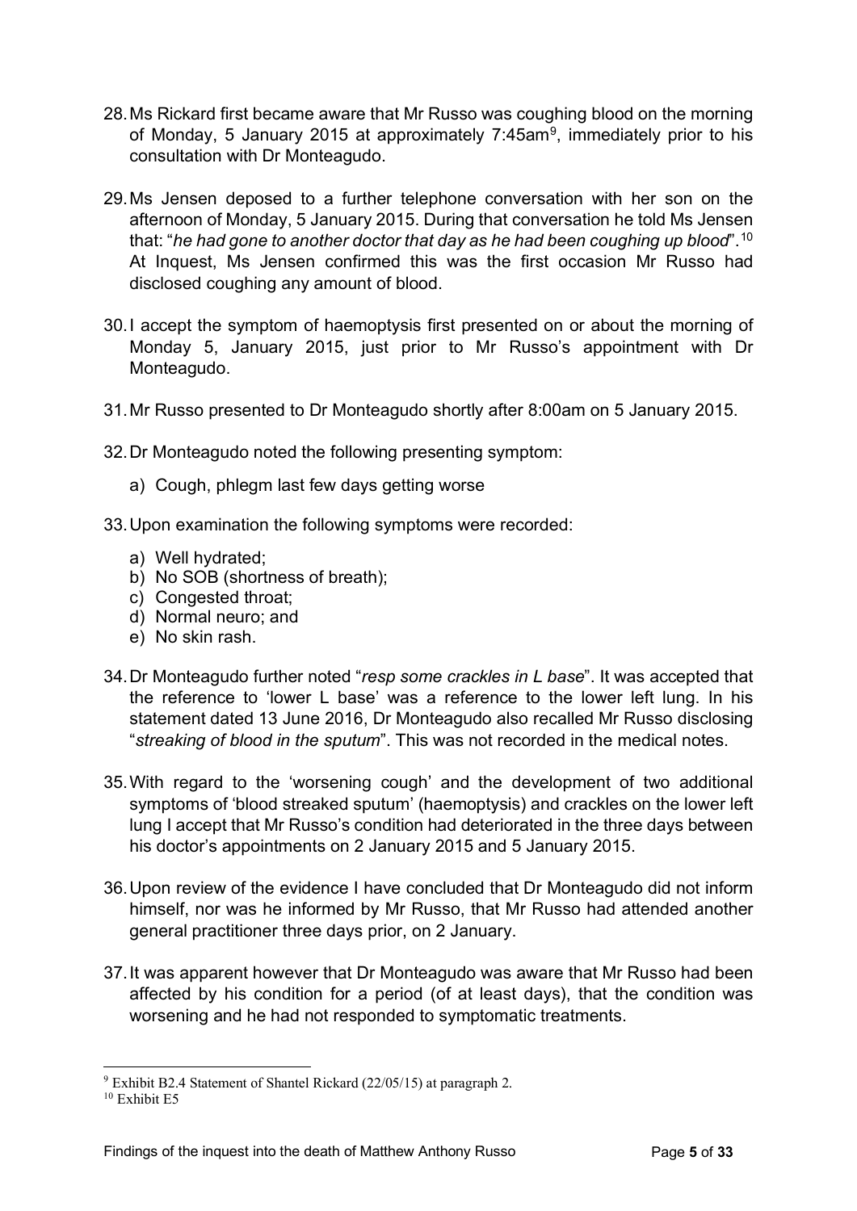28. Ms Rickard first became aware that Mr Russo was coughing blood on the morning of Monday, 5 January 2015 at approximately 7:45am[9], immediately prior to his consultation with Dr Monteagudo.

29. Ms Jensen deposed to a further telephone conversation with her son on the afternoon of Monday, 5 January 2015. During that conversation he told Ms Jensen that: "*he had gone to another doctor that day as he had been coughing up blood*".[10] At Inquest, Ms Jensen confirmed this was the first occasion Mr Russo had disclosed coughing any amount of blood.

30. I accept the symptom of haemoptysis first presented on or about the morning of Monday 5, January 2015, just prior to Mr Russo's appointment with Dr Monteagudo.

31. Mr Russo presented to Dr Monteagudo shortly after 8:00am on 5 January 2015.

32. Dr Monteagudo noted the following presenting symptom:

    a) Cough, phlegm last few days getting worse

33. Upon examination the following symptoms were recorded:

    a) Well hydrated;
    b) No SOB (shortness of breath);
    c) Congested throat;
    d) Normal neuro; and
    e) No skin rash.

34. Dr Monteagudo further noted "*resp some crackles in L base*". It was accepted that the reference to 'lower L base' was a reference to the lower left lung. In his statement dated 13 June 2016, Dr Monteagudo also recalled Mr Russo disclosing "*streaking of blood in the sputum*". This was not recorded in the medical notes.

35. With regard to the 'worsening cough' and the development of two additional symptoms of 'blood streaked sputum' (haemoptysis) and crackles on the lower left lung I accept that Mr Russo's condition had deteriorated in the three days between his doctor's appointments on 2 January 2015 and 5 January 2015.

36. Upon review of the evidence I have concluded that Dr Monteagudo did not inform himself, nor was he informed by Mr Russo, that Mr Russo had attended another general practitioner three days prior, on 2 January.

37. It was apparent however that Dr Monteagudo was aware that Mr Russo had been affected by his condition for a period (of at least days), that the condition was worsening and he had not responded to symptomatic treatments.

---

[9] Exhibit B2.4 Statement of Shantel Rickard (22/05/15) at paragraph 2.

[10] Exhibit E5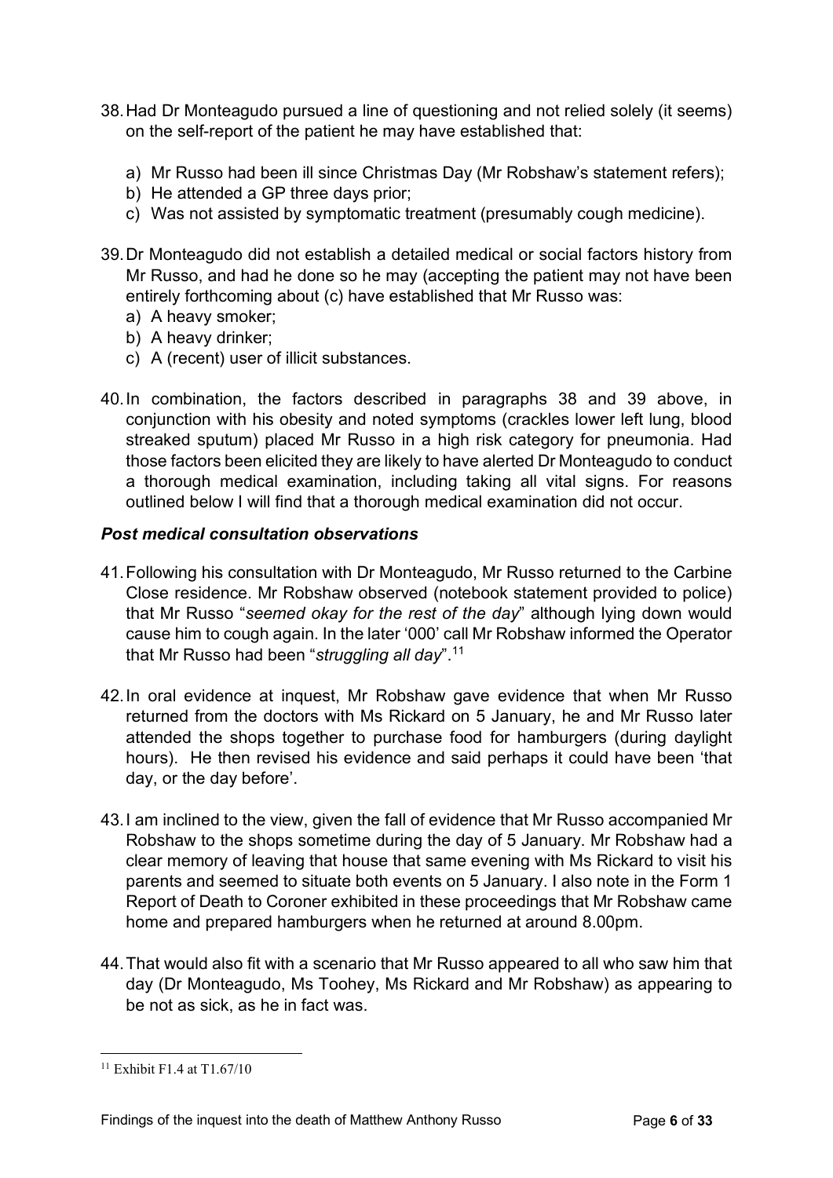38. Had Dr Monteagudo pursued a line of questioning and not relied solely (it seems) on the self-report of the patient he may have established that:

    a) Mr Russo had been ill since Christmas Day (Mr Robshaw's statement refers);
    b) He attended a GP three days prior;
    c) Was not assisted by symptomatic treatment (presumably cough medicine).

39. Dr Monteagudo did not establish a detailed medical or social factors history from Mr Russo, and had he done so he may (accepting the patient may not have been entirely forthcoming about (c) have established that Mr Russo was:

    a) A heavy smoker;
    b) A heavy drinker;
    c) A (recent) user of illicit substances.

40. In combination, the factors described in paragraphs 38 and 39 above, in conjunction with his obesity and noted symptoms (crackles lower left lung, blood streaked sputum) placed Mr Russo in a high risk category for pneumonia. Had those factors been elicited they are likely to have alerted Dr Monteagudo to conduct a thorough medical examination, including taking all vital signs. For reasons outlined below I will find that a thorough medical examination did not occur.

### *Post medical consultation observations*

41. Following his consultation with Dr Monteagudo, Mr Russo returned to the Carbine Close residence. Mr Robshaw observed (notebook statement provided to police) that Mr Russo "*seemed okay for the rest of the day*" although lying down would cause him to cough again. In the later '000' call Mr Robshaw informed the Operator that Mr Russo had been "*struggling all day*".[11]

42. In oral evidence at inquest, Mr Robshaw gave evidence that when Mr Russo returned from the doctors with Ms Rickard on 5 January, he and Mr Russo later attended the shops together to purchase food for hamburgers (during daylight hours). He then revised his evidence and said perhaps it could have been 'that day, or the day before'.

43. I am inclined to the view, given the fall of evidence that Mr Russo accompanied Mr Robshaw to the shops sometime during the day of 5 January. Mr Robshaw had a clear memory of leaving that house that same evening with Ms Rickard to visit his parents and seemed to situate both events on 5 January. I also note in the Form 1 Report of Death to Coroner exhibited in these proceedings that Mr Robshaw came home and prepared hamburgers when he returned at around 8.00pm.

44. That would also fit with a scenario that Mr Russo appeared to all who saw him that day (Dr Monteagudo, Ms Toohey, Ms Rickard and Mr Robshaw) as appearing to be not as sick, as he in fact was.

---

[11] Exhibit F1.4 at T1.67/10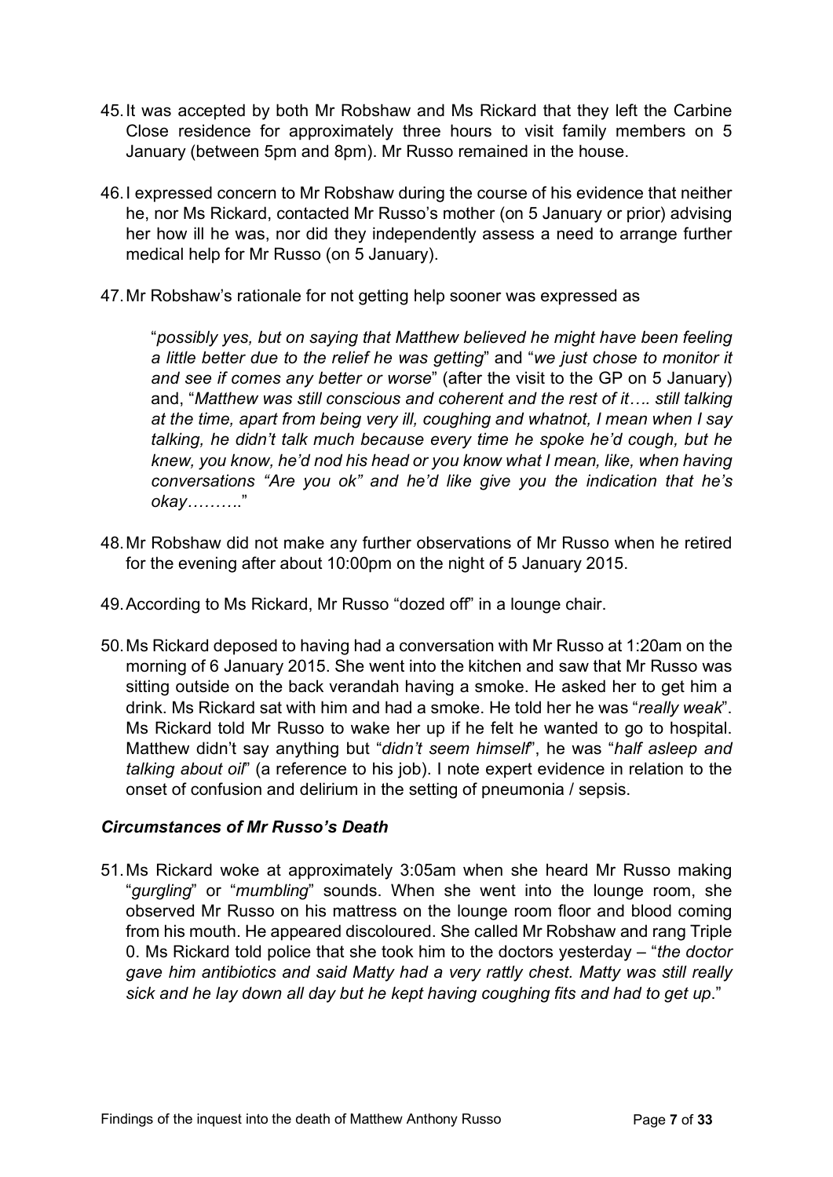45. It was accepted by both Mr Robshaw and Ms Rickard that they left the Carbine Close residence for approximately three hours to visit family members on 5 January (between 5pm and 8pm). Mr Russo remained in the house.

46. I expressed concern to Mr Robshaw during the course of his evidence that neither he, nor Ms Rickard, contacted Mr Russo's mother (on 5 January or prior) advising her how ill he was, nor did they independently assess a need to arrange further medical help for Mr Russo (on 5 January).

47. Mr Robshaw's rationale for not getting help sooner was expressed as

> "*possibly yes, but on saying that Matthew believed he might have been feeling a little better due to the relief he was getting*" and "*we just chose to monitor it and see if comes any better or worse*" (after the visit to the GP on 5 January) and, "*Matthew was still conscious and coherent and the rest of it…. still talking at the time, apart from being very ill, coughing and whatnot, I mean when I say talking, he didn't talk much because every time he spoke he'd cough, but he knew, you know, he'd nod his head or you know what I mean, like, when having conversations "Are you ok" and he'd like give you the indication that he's okay……….*"

48. Mr Robshaw did not make any further observations of Mr Russo when he retired for the evening after about 10:00pm on the night of 5 January 2015.

49. According to Ms Rickard, Mr Russo "dozed off" in a lounge chair.

50. Ms Rickard deposed to having had a conversation with Mr Russo at 1:20am on the morning of 6 January 2015. She went into the kitchen and saw that Mr Russo was sitting outside on the back verandah having a smoke. He asked her to get him a drink. Ms Rickard sat with him and had a smoke. He told her he was "*really weak*". Ms Rickard told Mr Russo to wake her up if he felt he wanted to go to hospital. Matthew didn't say anything but "*didn't seem himself*", he was "*half asleep and talking about oil*" (a reference to his job). I note expert evidence in relation to the onset of confusion and delirium in the setting of pneumonia / sepsis.

### *Circumstances of Mr Russo's Death*

51. Ms Rickard woke at approximately 3:05am when she heard Mr Russo making "*gurgling*" or "*mumbling*" sounds. When she went into the lounge room, she observed Mr Russo on his mattress on the lounge room floor and blood coming from his mouth. He appeared discoloured. She called Mr Robshaw and rang Triple 0. Ms Rickard told police that she took him to the doctors yesterday – "*the doctor gave him antibiotics and said Matty had a very rattly chest. Matty was still really sick and he lay down all day but he kept having coughing fits and had to get up.*"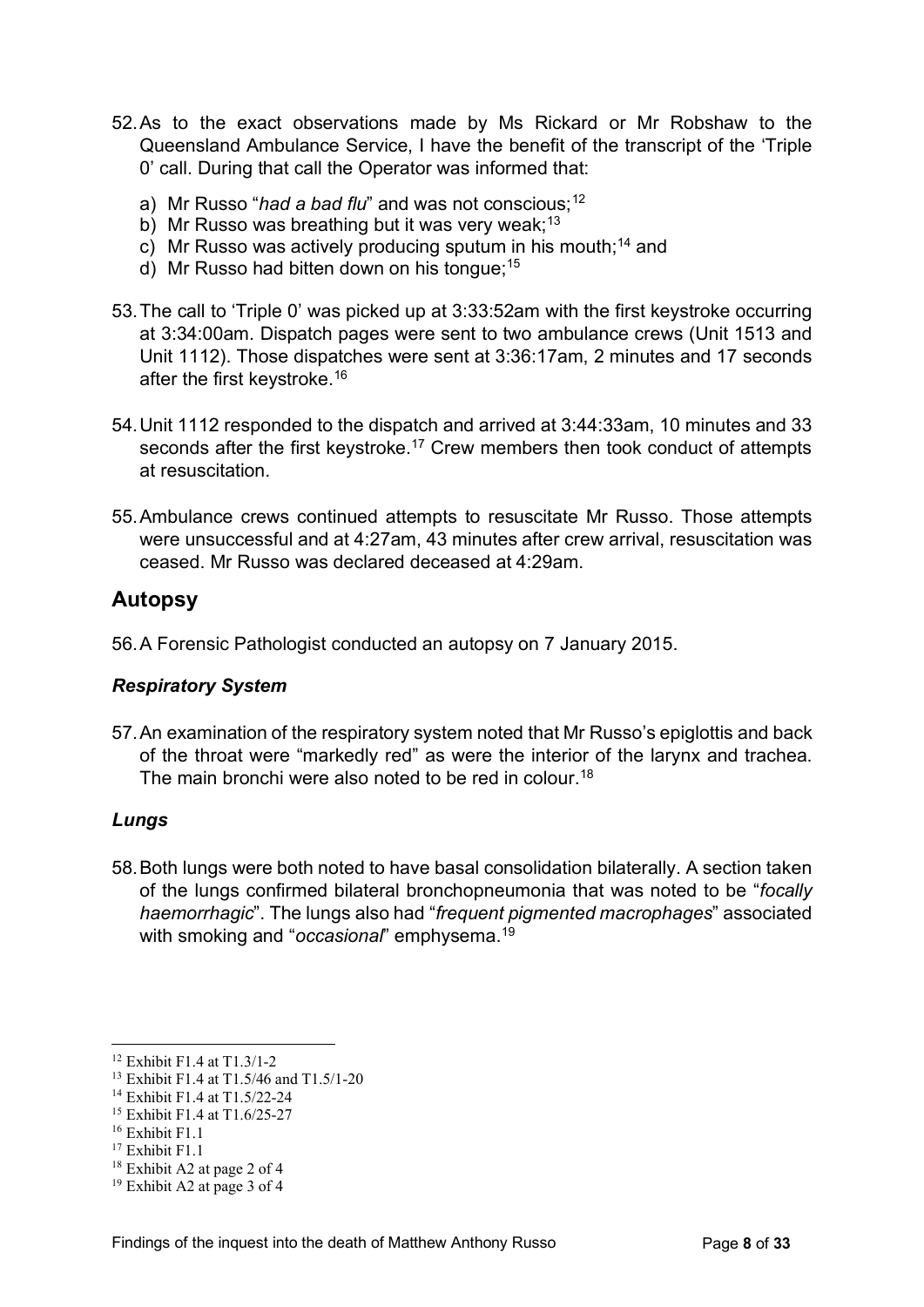52. As to the exact observations made by Ms Rickard or Mr Robshaw to the Queensland Ambulance Service, I have the benefit of the transcript of the 'Triple 0' call. During that call the Operator was informed that:

    a) Mr Russo "*had a bad flu*" and was not conscious;[12]
    b) Mr Russo was breathing but it was very weak;[13]
    c) Mr Russo was actively producing sputum in his mouth;[14] and
    d) Mr Russo had bitten down on his tongue;[15]

53. The call to 'Triple 0' was picked up at 3:33:52am with the first keystroke occurring at 3:34:00am. Dispatch pages were sent to two ambulance crews (Unit 1513 and Unit 1112). Those dispatches were sent at 3:36:17am, 2 minutes and 17 seconds after the first keystroke.[16]

54. Unit 1112 responded to the dispatch and arrived at 3:44:33am, 10 minutes and 33 seconds after the first keystroke.[17] Crew members then took conduct of attempts at resuscitation.

55. Ambulance crews continued attempts to resuscitate Mr Russo. Those attempts were unsuccessful and at 4:27am, 43 minutes after crew arrival, resuscitation was ceased. Mr Russo was declared deceased at 4:29am.

## Autopsy

56. A Forensic Pathologist conducted an autopsy on 7 January 2015.

### *Respiratory System*

57. An examination of the respiratory system noted that Mr Russo's epiglottis and back of the throat were "markedly red" as were the interior of the larynx and trachea. The main bronchi were also noted to be red in colour.[18]

### *Lungs*

58. Both lungs were both noted to have basal consolidation bilaterally. A section taken of the lungs confirmed bilateral bronchopneumonia that was noted to be "*focally haemorrhagic*". The lungs also had "*frequent pigmented macrophages*" associated with smoking and "*occasional*" emphysema.[19]

---

[12] Exhibit F1.4 at T1.3/1-2
[13] Exhibit F1.4 at T1.5/46 and T1.5/1-20
[14] Exhibit F1.4 at T1.5/22-24
[15] Exhibit F1.4 at T1.6/25-27
[16] Exhibit F1.1
[17] Exhibit F1.1
[18] Exhibit A2 at page 2 of 4
[19] Exhibit A2 at page 3 of 4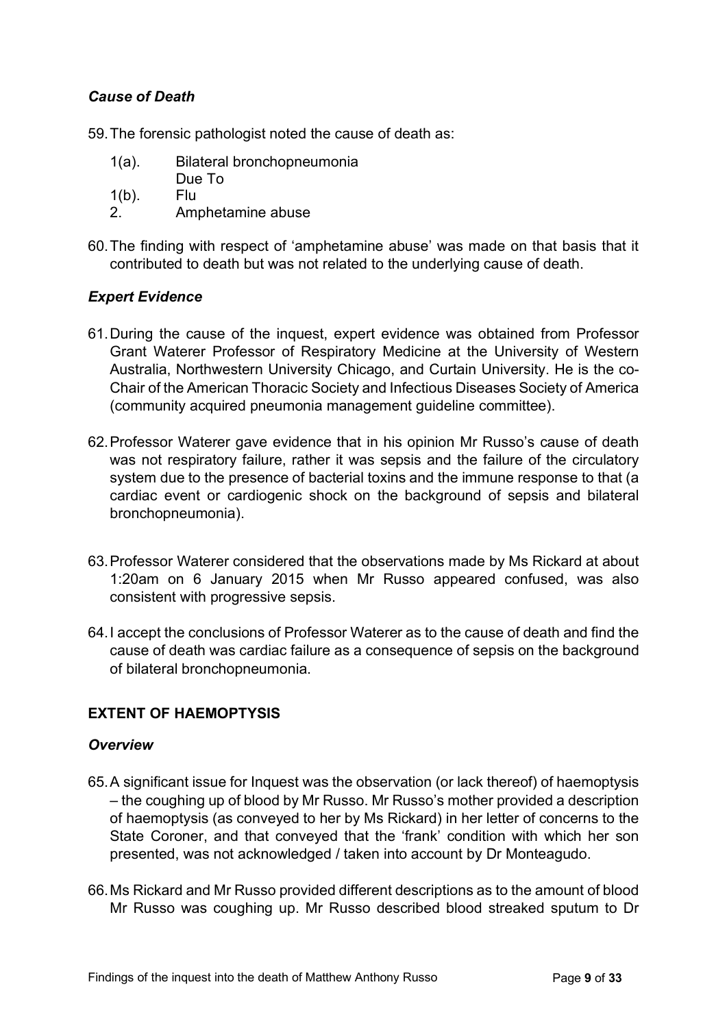### *Cause of Death*

59. The forensic pathologist noted the cause of death as:

    1(a). Bilateral bronchopneumonia
    Due To
    1(b). Flu
    2. Amphetamine abuse

60. The finding with respect of 'amphetamine abuse' was made on that basis that it contributed to death but was not related to the underlying cause of death.

### *Expert Evidence*

61. During the cause of the inquest, expert evidence was obtained from Professor Grant Waterer Professor of Respiratory Medicine at the University of Western Australia, Northwestern University Chicago, and Curtain University. He is the co-Chair of the American Thoracic Society and Infectious Diseases Society of America (community acquired pneumonia management guideline committee).

62. Professor Waterer gave evidence that in his opinion Mr Russo's cause of death was not respiratory failure, rather it was sepsis and the failure of the circulatory system due to the presence of bacterial toxins and the immune response to that (a cardiac event or cardiogenic shock on the background of sepsis and bilateral bronchopneumonia).

63. Professor Waterer considered that the observations made by Ms Rickard at about 1:20am on 6 January 2015 when Mr Russo appeared confused, was also consistent with progressive sepsis.

64. I accept the conclusions of Professor Waterer as to the cause of death and find the cause of death was cardiac failure as a consequence of sepsis on the background of bilateral bronchopneumonia.

## EXTENT OF HAEMOPTYSIS

### *Overview*

65. A significant issue for Inquest was the observation (or lack thereof) of haemoptysis – the coughing up of blood by Mr Russo. Mr Russo's mother provided a description of haemoptysis (as conveyed to her by Ms Rickard) in her letter of concerns to the State Coroner, and that conveyed that the 'frank' condition with which her son presented, was not acknowledged / taken into account by Dr Monteagudo.

66. Ms Rickard and Mr Russo provided different descriptions as to the amount of blood Mr Russo was coughing up. Mr Russo described blood streaked sputum to Dr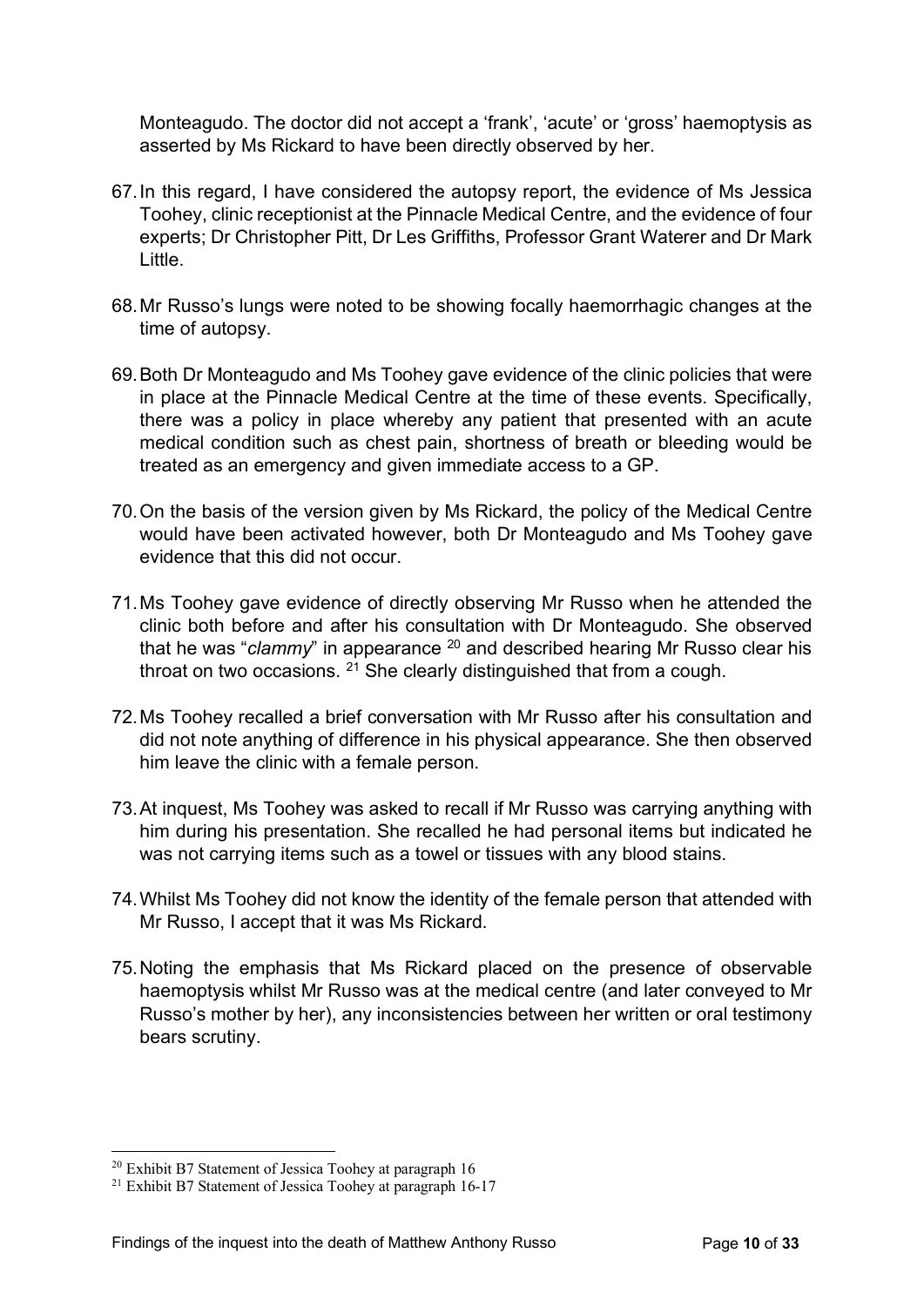Monteagudo. The doctor did not accept a 'frank', 'acute' or 'gross' haemoptysis as asserted by Ms Rickard to have been directly observed by her.

67. In this regard, I have considered the autopsy report, the evidence of Ms Jessica Toohey, clinic receptionist at the Pinnacle Medical Centre, and the evidence of four experts; Dr Christopher Pitt, Dr Les Griffiths, Professor Grant Waterer and Dr Mark Little.

68. Mr Russo's lungs were noted to be showing focally haemorrhagic changes at the time of autopsy.

69. Both Dr Monteagudo and Ms Toohey gave evidence of the clinic policies that were in place at the Pinnacle Medical Centre at the time of these events. Specifically, there was a policy in place whereby any patient that presented with an acute medical condition such as chest pain, shortness of breath or bleeding would be treated as an emergency and given immediate access to a GP.

70. On the basis of the version given by Ms Rickard, the policy of the Medical Centre would have been activated however, both Dr Monteagudo and Ms Toohey gave evidence that this did not occur.

71. Ms Toohey gave evidence of directly observing Mr Russo when he attended the clinic both before and after his consultation with Dr Monteagudo. She observed that he was "*clammy*" in appearance [20] and described hearing Mr Russo clear his throat on two occasions. [21] She clearly distinguished that from a cough.

72. Ms Toohey recalled a brief conversation with Mr Russo after his consultation and did not note anything of difference in his physical appearance. She then observed him leave the clinic with a female person.

73. At inquest, Ms Toohey was asked to recall if Mr Russo was carrying anything with him during his presentation. She recalled he had personal items but indicated he was not carrying items such as a towel or tissues with any blood stains.

74. Whilst Ms Toohey did not know the identity of the female person that attended with Mr Russo, I accept that it was Ms Rickard.

75. Noting the emphasis that Ms Rickard placed on the presence of observable haemoptysis whilst Mr Russo was at the medical centre (and later conveyed to Mr Russo's mother by her), any inconsistencies between her written or oral testimony bears scrutiny.

---

[20] Exhibit B7 Statement of Jessica Toohey at paragraph 16

[21] Exhibit B7 Statement of Jessica Toohey at paragraph 16-17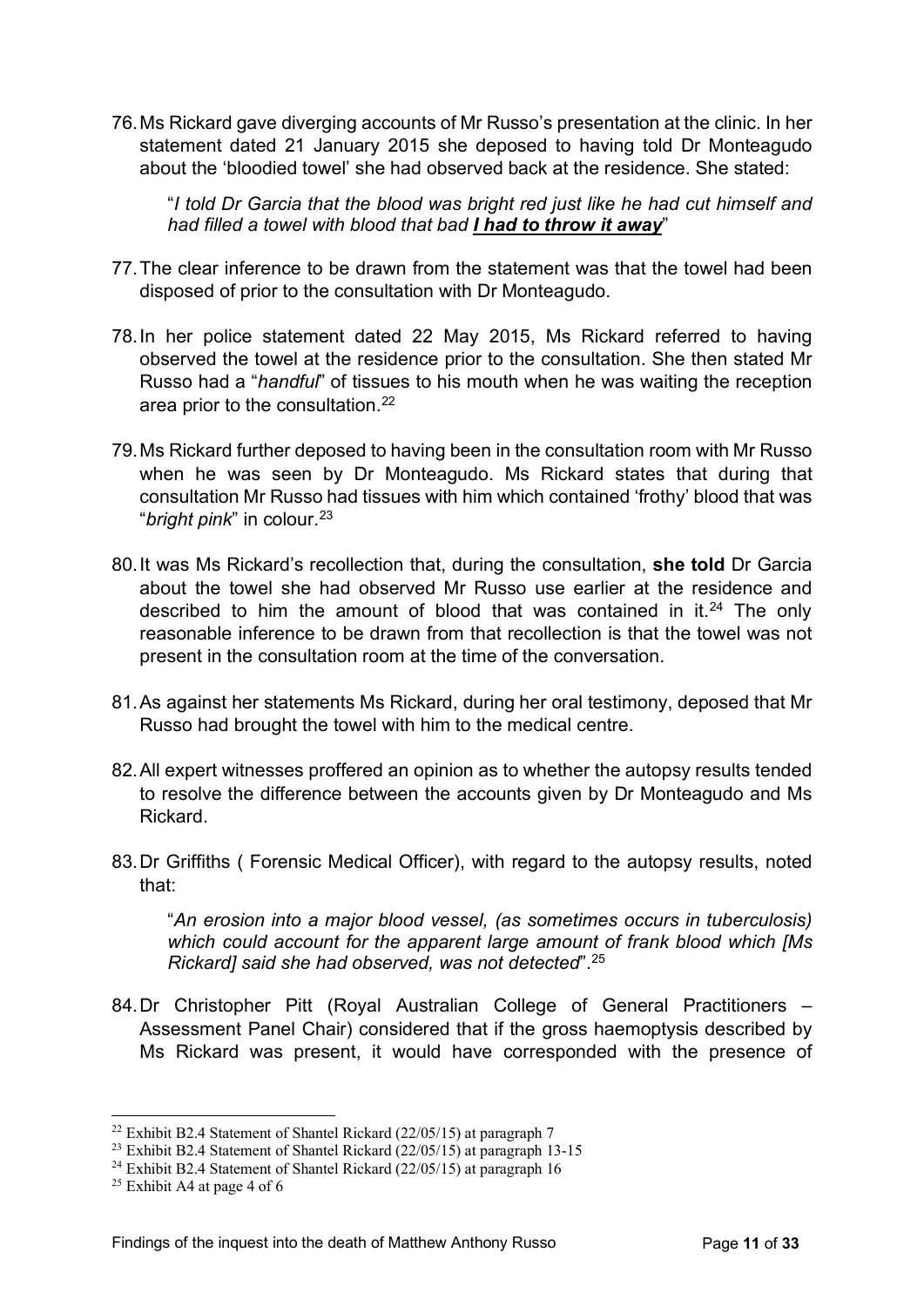76. Ms Rickard gave diverging accounts of Mr Russo's presentation at the clinic. In her statement dated 21 January 2015 she deposed to having told Dr Monteagudo about the 'bloodied towel' she had observed back at the residence. She stated:

> "*I told Dr Garcia that the blood was bright red just like he had cut himself and had filled a towel with blood that bad **I had to throw it away***"

77. The clear inference to be drawn from the statement was that the towel had been disposed of prior to the consultation with Dr Monteagudo.

78. In her police statement dated 22 May 2015, Ms Rickard referred to having observed the towel at the residence prior to the consultation. She then stated Mr Russo had a "*handful*" of tissues to his mouth when he was waiting the reception area prior to the consultation.[22]

79. Ms Rickard further deposed to having been in the consultation room with Mr Russo when he was seen by Dr Monteagudo. Ms Rickard states that during that consultation Mr Russo had tissues with him which contained 'frothy' blood that was "*bright pink*" in colour.[23]

80. It was Ms Rickard's recollection that, during the consultation, **she told** Dr Garcia about the towel she had observed Mr Russo use earlier at the residence and described to him the amount of blood that was contained in it.[24] The only reasonable inference to be drawn from that recollection is that the towel was not present in the consultation room at the time of the conversation.

81. As against her statements Ms Rickard, during her oral testimony, deposed that Mr Russo had brought the towel with him to the medical centre.

82. All expert witnesses proffered an opinion as to whether the autopsy results tended to resolve the difference between the accounts given by Dr Monteagudo and Ms Rickard.

83. Dr Griffiths ( Forensic Medical Officer), with regard to the autopsy results, noted that:

> "*An erosion into a major blood vessel, (as sometimes occurs in tuberculosis) which could account for the apparent large amount of frank blood which [Ms Rickard] said she had observed, was not detected*".[25]

84. Dr Christopher Pitt (Royal Australian College of General Practitioners – Assessment Panel Chair) considered that if the gross haemoptysis described by Ms Rickard was present, it would have corresponded with the presence of

---

[22] Exhibit B2.4 Statement of Shantel Rickard (22/05/15) at paragraph 7

[23] Exhibit B2.4 Statement of Shantel Rickard (22/05/15) at paragraph 13-15

[24] Exhibit B2.4 Statement of Shantel Rickard (22/05/15) at paragraph 16

[25] Exhibit A4 at page 4 of 6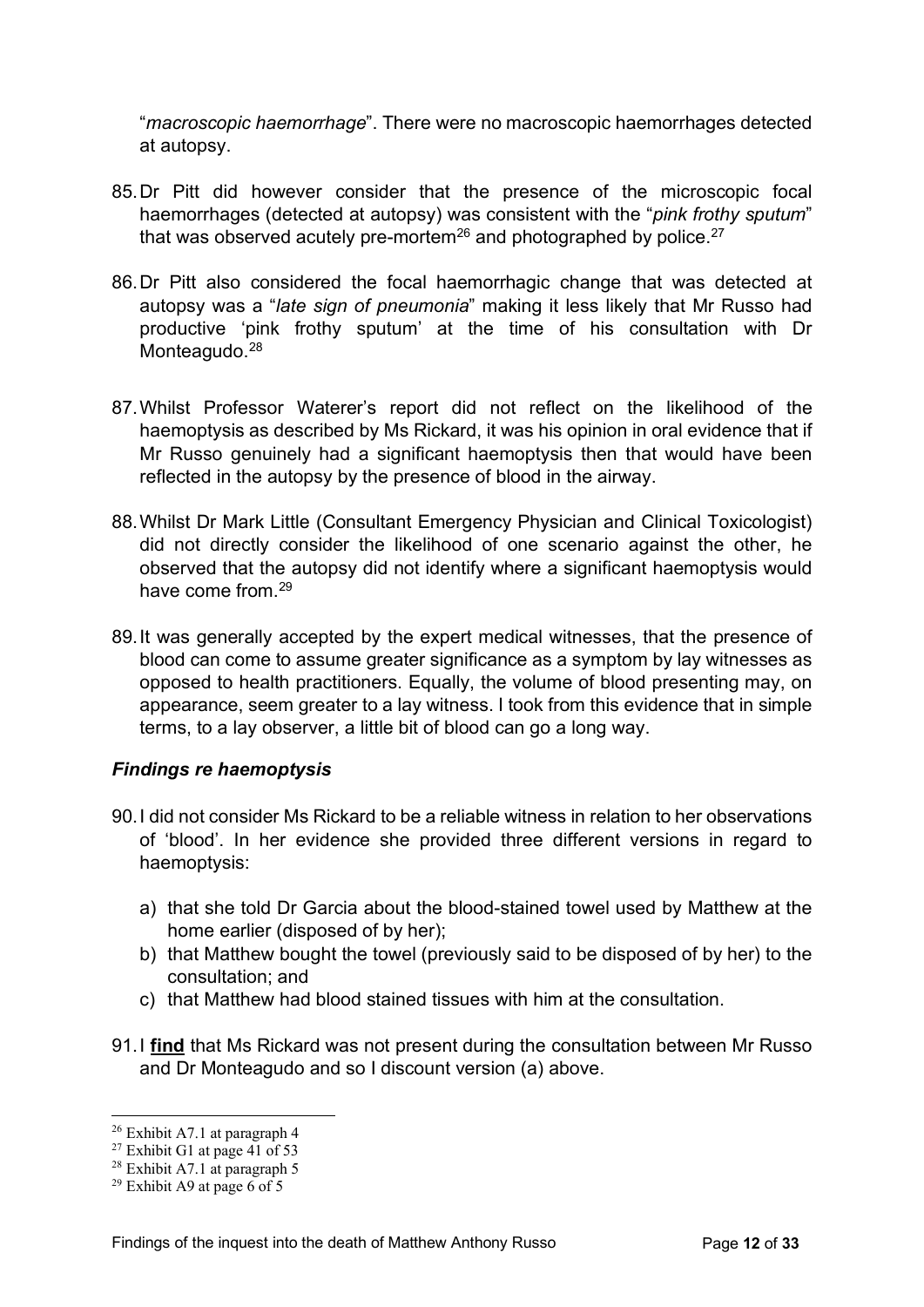"*macroscopic haemorrhage*". There were no macroscopic haemorrhages detected at autopsy.

85. Dr Pitt did however consider that the presence of the microscopic focal haemorrhages (detected at autopsy) was consistent with the "*pink frothy sputum*" that was observed acutely pre-mortem[26] and photographed by police.[27]

86. Dr Pitt also considered the focal haemorrhagic change that was detected at autopsy was a "*late sign of pneumonia*" making it less likely that Mr Russo had productive 'pink frothy sputum' at the time of his consultation with Dr Monteagudo.[28]

87. Whilst Professor Waterer's report did not reflect on the likelihood of the haemoptysis as described by Ms Rickard, it was his opinion in oral evidence that if Mr Russo genuinely had a significant haemoptysis then that would have been reflected in the autopsy by the presence of blood in the airway.

88. Whilst Dr Mark Little (Consultant Emergency Physician and Clinical Toxicologist) did not directly consider the likelihood of one scenario against the other, he observed that the autopsy did not identify where a significant haemoptysis would have come from.[29]

89. It was generally accepted by the expert medical witnesses, that the presence of blood can come to assume greater significance as a symptom by lay witnesses as opposed to health practitioners. Equally, the volume of blood presenting may, on appearance, seem greater to a lay witness. I took from this evidence that in simple terms, to a lay observer, a little bit of blood can go a long way.

### *Findings re haemoptysis*

90. I did not consider Ms Rickard to be a reliable witness in relation to her observations of 'blood'. In her evidence she provided three different versions in regard to haemoptysis:

   a) that she told Dr Garcia about the blood-stained towel used by Matthew at the home earlier (disposed of by her);
   b) that Matthew bought the towel (previously said to be disposed of by her) to the consultation; and
   c) that Matthew had blood stained tissues with him at the consultation.

91. I **find** that Ms Rickard was not present during the consultation between Mr Russo and Dr Monteagudo and so I discount version (a) above.

---

[26] Exhibit A7.1 at paragraph 4

[27] Exhibit G1 at page 41 of 53

[28] Exhibit A7.1 at paragraph 5

[29] Exhibit A9 at page 6 of 5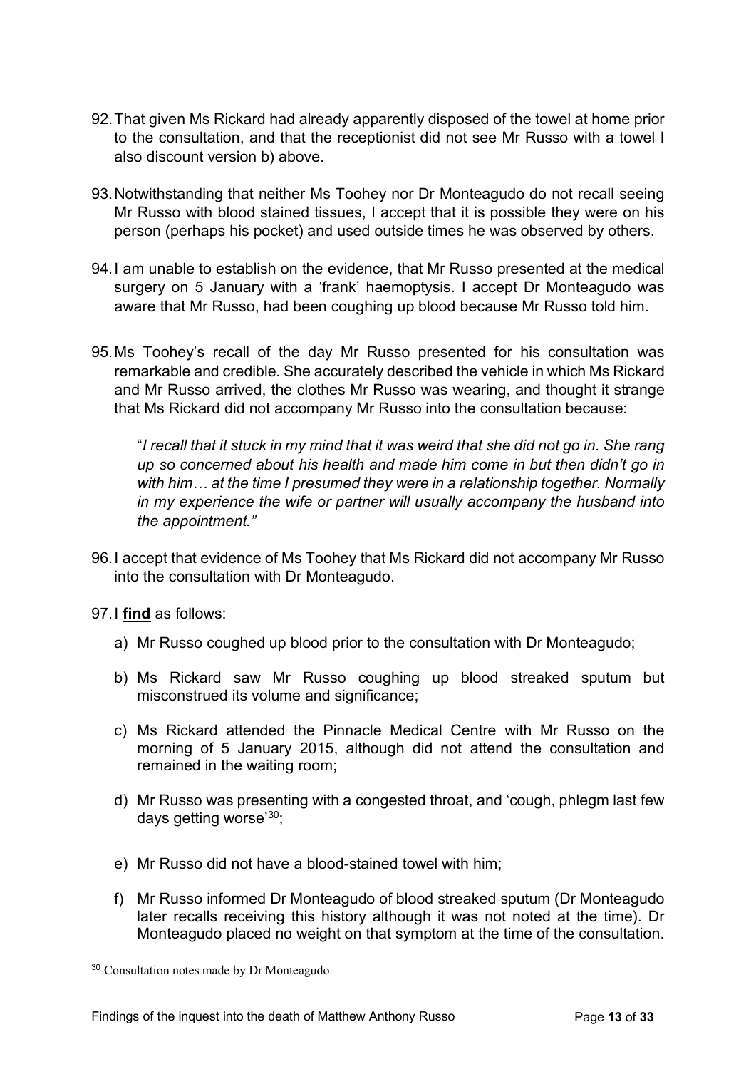92. That given Ms Rickard had already apparently disposed of the towel at home prior to the consultation, and that the receptionist did not see Mr Russo with a towel I also discount version b) above.

93. Notwithstanding that neither Ms Toohey nor Dr Monteagudo do not recall seeing Mr Russo with blood stained tissues, I accept that it is possible they were on his person (perhaps his pocket) and used outside times he was observed by others.

94. I am unable to establish on the evidence, that Mr Russo presented at the medical surgery on 5 January with a 'frank' haemoptysis. I accept Dr Monteagudo was aware that Mr Russo, had been coughing up blood because Mr Russo told him.

95. Ms Toohey's recall of the day Mr Russo presented for his consultation was remarkable and credible. She accurately described the vehicle in which Ms Rickard and Mr Russo arrived, the clothes Mr Russo was wearing, and thought it strange that Ms Rickard did not accompany Mr Russo into the consultation because:

> "*I recall that it stuck in my mind that it was weird that she did not go in. She rang up so concerned about his health and made him come in but then didn't go in with him… at the time I presumed they were in a relationship together. Normally in my experience the wife or partner will usually accompany the husband into the appointment."*

96. I accept that evidence of Ms Toohey that Ms Rickard did not accompany Mr Russo into the consultation with Dr Monteagudo.

97. I **find** as follows:

   a) Mr Russo coughed up blood prior to the consultation with Dr Monteagudo;

   b) Ms Rickard saw Mr Russo coughing up blood streaked sputum but misconstrued its volume and significance;

   c) Ms Rickard attended the Pinnacle Medical Centre with Mr Russo on the morning of 5 January 2015, although did not attend the consultation and remained in the waiting room;

   d) Mr Russo was presenting with a congested throat, and 'cough, phlegm last few days getting worse'[30];

   e) Mr Russo did not have a blood-stained towel with him;

   f) Mr Russo informed Dr Monteagudo of blood streaked sputum (Dr Monteagudo later recalls receiving this history although it was not noted at the time). Dr Monteagudo placed no weight on that symptom at the time of the consultation.

---

[30] Consultation notes made by Dr Monteagudo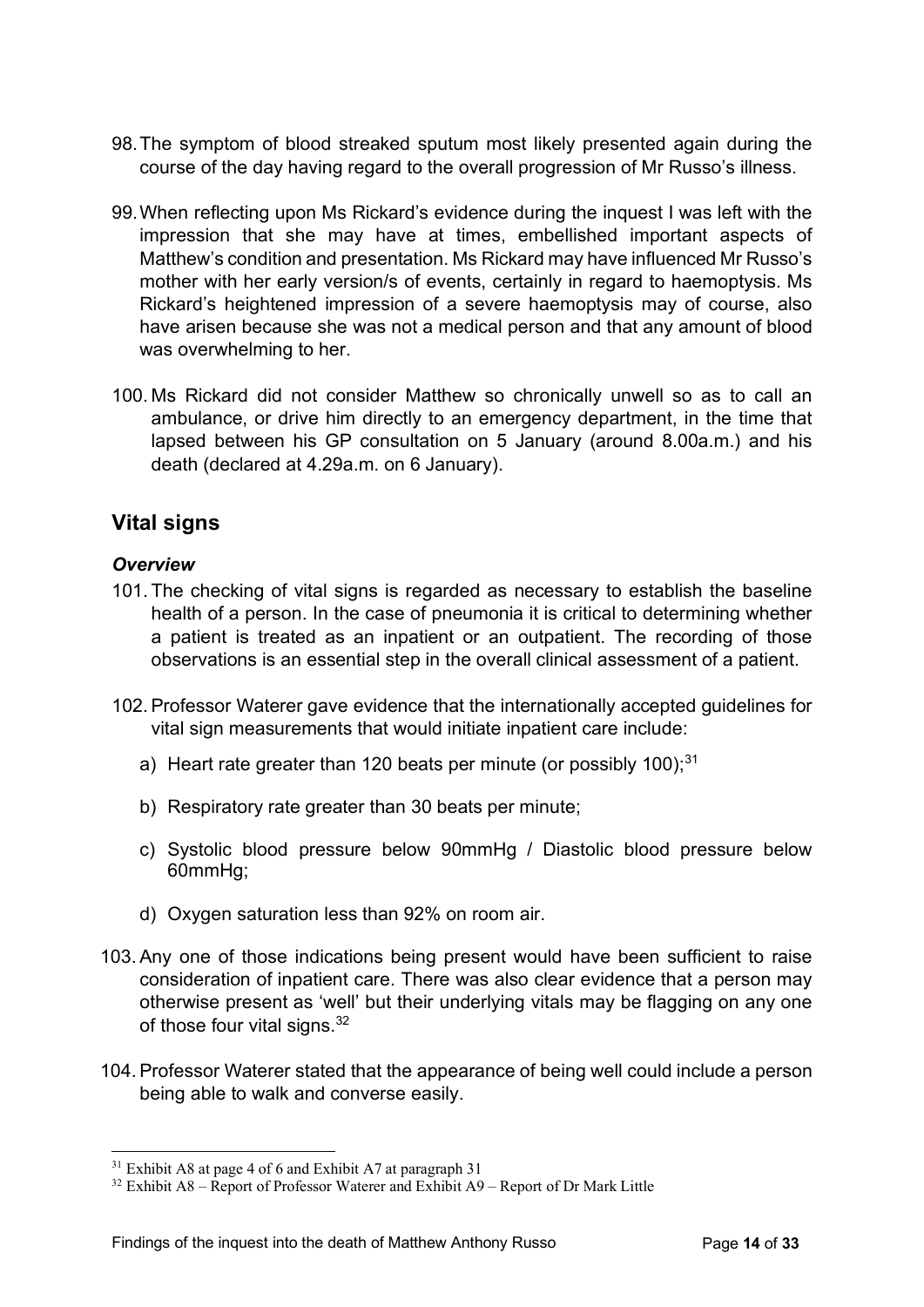98. The symptom of blood streaked sputum most likely presented again during the course of the day having regard to the overall progression of Mr Russo's illness.

99. When reflecting upon Ms Rickard's evidence during the inquest I was left with the impression that she may have at times, embellished important aspects of Matthew's condition and presentation. Ms Rickard may have influenced Mr Russo's mother with her early version/s of events, certainly in regard to haemoptysis. Ms Rickard's heightened impression of a severe haemoptysis may of course, also have arisen because she was not a medical person and that any amount of blood was overwhelming to her.

100. Ms Rickard did not consider Matthew so chronically unwell so as to call an ambulance, or drive him directly to an emergency department, in the time that lapsed between his GP consultation on 5 January (around 8.00a.m.) and his death (declared at 4.29a.m. on 6 January).

## Vital signs

### *Overview*

101. The checking of vital signs is regarded as necessary to establish the baseline health of a person. In the case of pneumonia it is critical to determining whether a patient is treated as an inpatient or an outpatient. The recording of those observations is an essential step in the overall clinical assessment of a patient.

102. Professor Waterer gave evidence that the internationally accepted guidelines for vital sign measurements that would initiate inpatient care include:

    a) Heart rate greater than 120 beats per minute (or possibly 100);[31]

    b) Respiratory rate greater than 30 beats per minute;

    c) Systolic blood pressure below 90mmHg / Diastolic blood pressure below 60mmHg;

    d) Oxygen saturation less than 92% on room air.

103. Any one of those indications being present would have been sufficient to raise consideration of inpatient care. There was also clear evidence that a person may otherwise present as 'well' but their underlying vitals may be flagging on any one of those four vital signs.[32]

104. Professor Waterer stated that the appearance of being well could include a person being able to walk and converse easily.

---

[31] Exhibit A8 at page 4 of 6 and Exhibit A7 at paragraph 31

[32] Exhibit A8 – Report of Professor Waterer and Exhibit A9 – Report of Dr Mark Little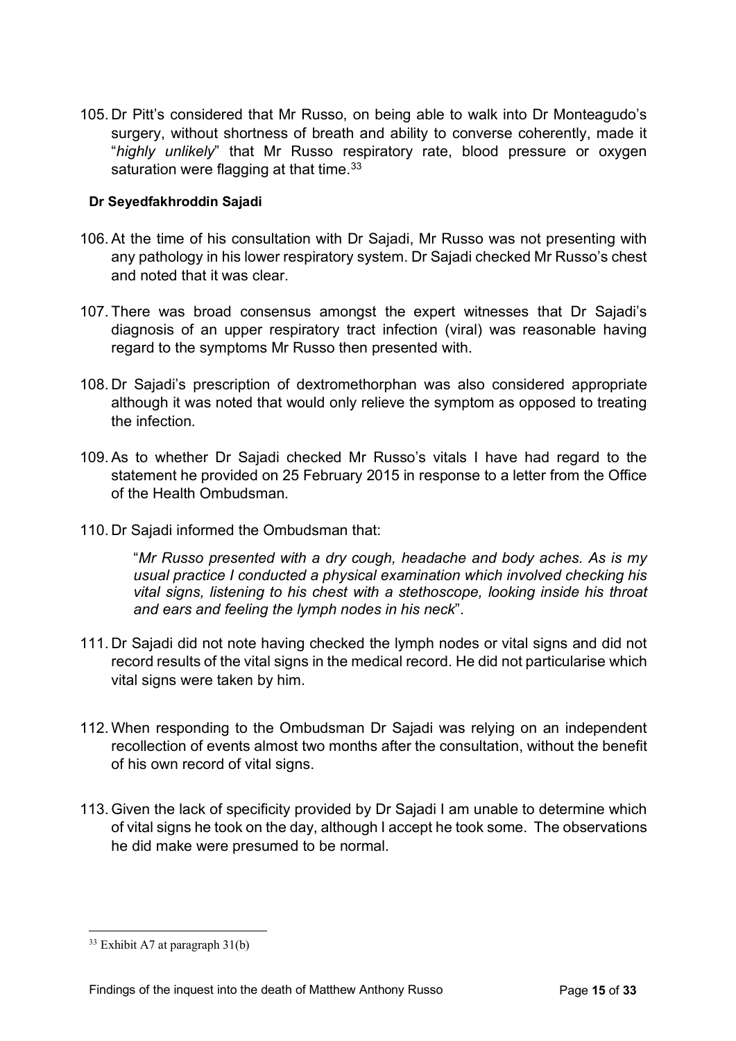105. Dr Pitt's considered that Mr Russo, on being able to walk into Dr Monteagudo's surgery, without shortness of breath and ability to converse coherently, made it "*highly unlikely*" that Mr Russo respiratory rate, blood pressure or oxygen saturation were flagging at that time.[33]

**Dr Seyedfakhroddin Sajadi**

106. At the time of his consultation with Dr Sajadi, Mr Russo was not presenting with any pathology in his lower respiratory system. Dr Sajadi checked Mr Russo's chest and noted that it was clear.

107. There was broad consensus amongst the expert witnesses that Dr Sajadi's diagnosis of an upper respiratory tract infection (viral) was reasonable having regard to the symptoms Mr Russo then presented with.

108. Dr Sajadi's prescription of dextromethorphan was also considered appropriate although it was noted that would only relieve the symptom as opposed to treating the infection.

109. As to whether Dr Sajadi checked Mr Russo's vitals I have had regard to the statement he provided on 25 February 2015 in response to a letter from the Office of the Health Ombudsman.

110. Dr Sajadi informed the Ombudsman that:

> "*Mr Russo presented with a dry cough, headache and body aches. As is my usual practice I conducted a physical examination which involved checking his vital signs, listening to his chest with a stethoscope, looking inside his throat and ears and feeling the lymph nodes in his neck*".

111. Dr Sajadi did not note having checked the lymph nodes or vital signs and did not record results of the vital signs in the medical record. He did not particularise which vital signs were taken by him.

112. When responding to the Ombudsman Dr Sajadi was relying on an independent recollection of events almost two months after the consultation, without the benefit of his own record of vital signs.

113. Given the lack of specificity provided by Dr Sajadi I am unable to determine which of vital signs he took on the day, although I accept he took some. The observations he did make were presumed to be normal.

---

[33] Exhibit A7 at paragraph 31(b)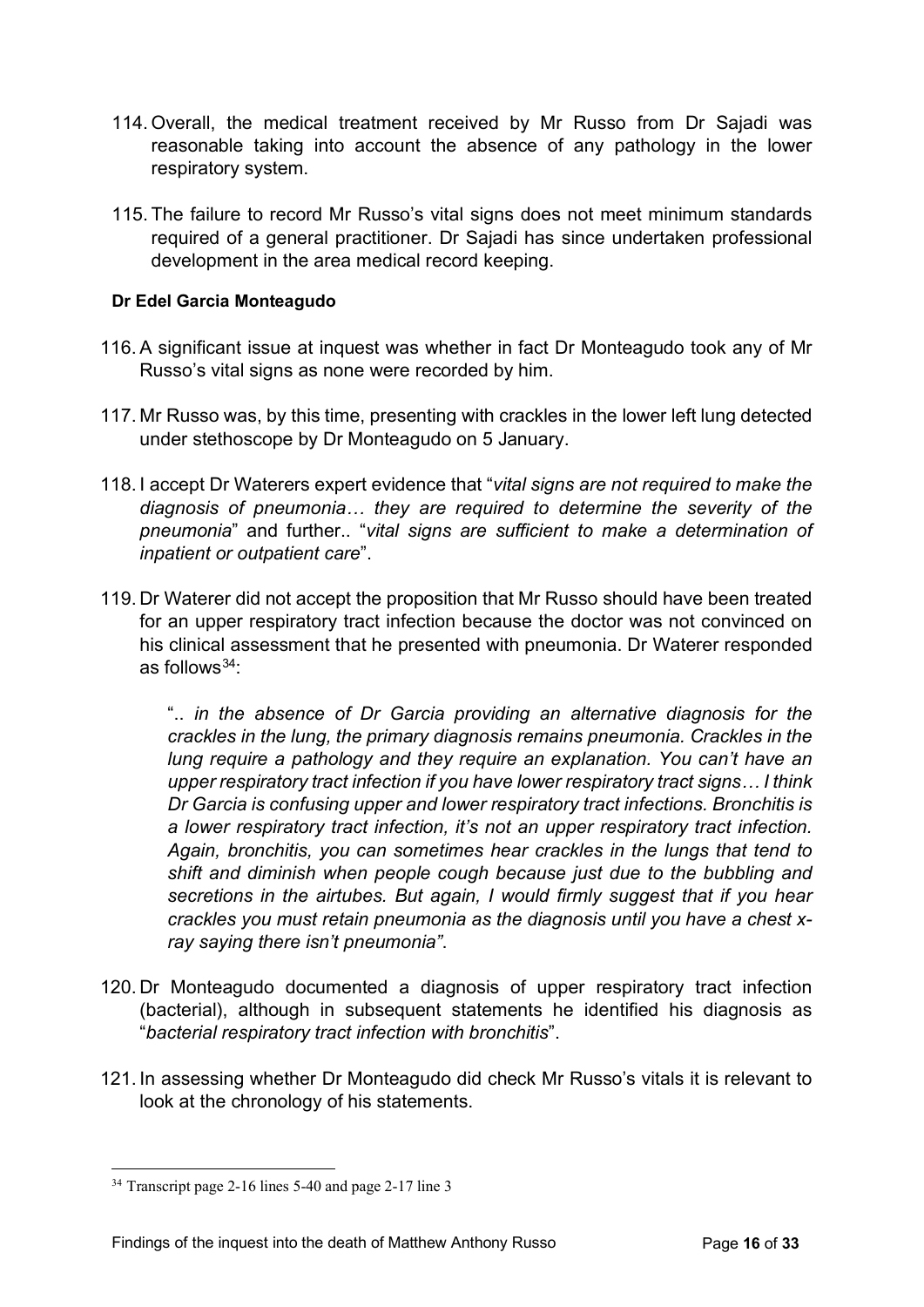114. Overall, the medical treatment received by Mr Russo from Dr Sajadi was reasonable taking into account the absence of any pathology in the lower respiratory system.

115. The failure to record Mr Russo's vital signs does not meet minimum standards required of a general practitioner. Dr Sajadi has since undertaken professional development in the area medical record keeping.

**Dr Edel Garcia Monteagudo**

116. A significant issue at inquest was whether in fact Dr Monteagudo took any of Mr Russo's vital signs as none were recorded by him.

117. Mr Russo was, by this time, presenting with crackles in the lower left lung detected under stethoscope by Dr Monteagudo on 5 January.

118. I accept Dr Waterers expert evidence that "*vital signs are not required to make the diagnosis of pneumonia… they are required to determine the severity of the pneumonia*" and further.. "*vital signs are sufficient to make a determination of inpatient or outpatient care*".

119. Dr Waterer did not accept the proposition that Mr Russo should have been treated for an upper respiratory tract infection because the doctor was not convinced on his clinical assessment that he presented with pneumonia. Dr Waterer responded as follows[34]:

> ".. *in the absence of Dr Garcia providing an alternative diagnosis for the crackles in the lung, the primary diagnosis remains pneumonia. Crackles in the lung require a pathology and they require an explanation. You can't have an upper respiratory tract infection if you have lower respiratory tract signs… I think Dr Garcia is confusing upper and lower respiratory tract infections. Bronchitis is a lower respiratory tract infection, it's not an upper respiratory tract infection. Again, bronchitis, you can sometimes hear crackles in the lungs that tend to shift and diminish when people cough because just due to the bubbling and secretions in the airtubes. But again, I would firmly suggest that if you hear crackles you must retain pneumonia as the diagnosis until you have a chest x-ray saying there isn't pneumonia"*.

120. Dr Monteagudo documented a diagnosis of upper respiratory tract infection (bacterial), although in subsequent statements he identified his diagnosis as "*bacterial respiratory tract infection with bronchitis*".

121. In assessing whether Dr Monteagudo did check Mr Russo's vitals it is relevant to look at the chronology of his statements.

---

[34] Transcript page 2-16 lines 5-40 and page 2-17 line 3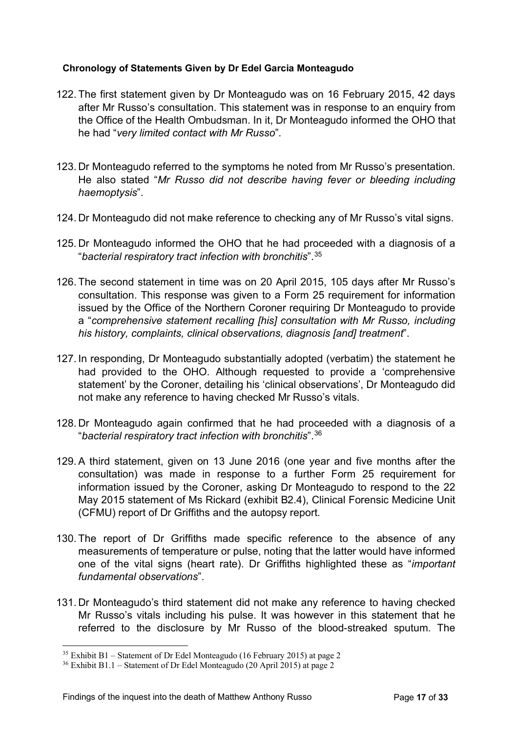**Chronology of Statements Given by Dr Edel Garcia Monteagudo**

122. The first statement given by Dr Monteagudo was on 16 February 2015, 42 days after Mr Russo's consultation. This statement was in response to an enquiry from the Office of the Health Ombudsman. In it, Dr Monteagudo informed the OHO that he had "*very limited contact with Mr Russo*".

123. Dr Monteagudo referred to the symptoms he noted from Mr Russo's presentation. He also stated "*Mr Russo did not describe having fever or bleeding including haemoptysis*".

124. Dr Monteagudo did not make reference to checking any of Mr Russo's vital signs.

125. Dr Monteagudo informed the OHO that he had proceeded with a diagnosis of a "*bacterial respiratory tract infection with bronchitis*".[35]

126. The second statement in time was on 20 April 2015, 105 days after Mr Russo's consultation. This response was given to a Form 25 requirement for information issued by the Office of the Northern Coroner requiring Dr Monteagudo to provide a "*comprehensive statement recalling [his] consultation with Mr Russo, including his history, complaints, clinical observations, diagnosis [and] treatment*".

127. In responding, Dr Monteagudo substantially adopted (verbatim) the statement he had provided to the OHO. Although requested to provide a 'comprehensive statement' by the Coroner, detailing his 'clinical observations', Dr Monteagudo did not make any reference to having checked Mr Russo's vitals.

128. Dr Monteagudo again confirmed that he had proceeded with a diagnosis of a "*bacterial respiratory tract infection with bronchitis*".[36]

129. A third statement, given on 13 June 2016 (one year and five months after the consultation) was made in response to a further Form 25 requirement for information issued by the Coroner, asking Dr Monteagudo to respond to the 22 May 2015 statement of Ms Rickard (exhibit B2.4), Clinical Forensic Medicine Unit (CFMU) report of Dr Griffiths and the autopsy report.

130. The report of Dr Griffiths made specific reference to the absence of any measurements of temperature or pulse, noting that the latter would have informed one of the vital signs (heart rate). Dr Griffiths highlighted these as "*important fundamental observations*".

131. Dr Monteagudo's third statement did not make any reference to having checked Mr Russo's vitals including his pulse. It was however in this statement that he referred to the disclosure by Mr Russo of the blood-streaked sputum. The

[35] Exhibit B1 – Statement of Dr Edel Monteagudo (16 February 2015) at page 2

[36] Exhibit B1.1 – Statement of Dr Edel Monteagudo (20 April 2015) at page 2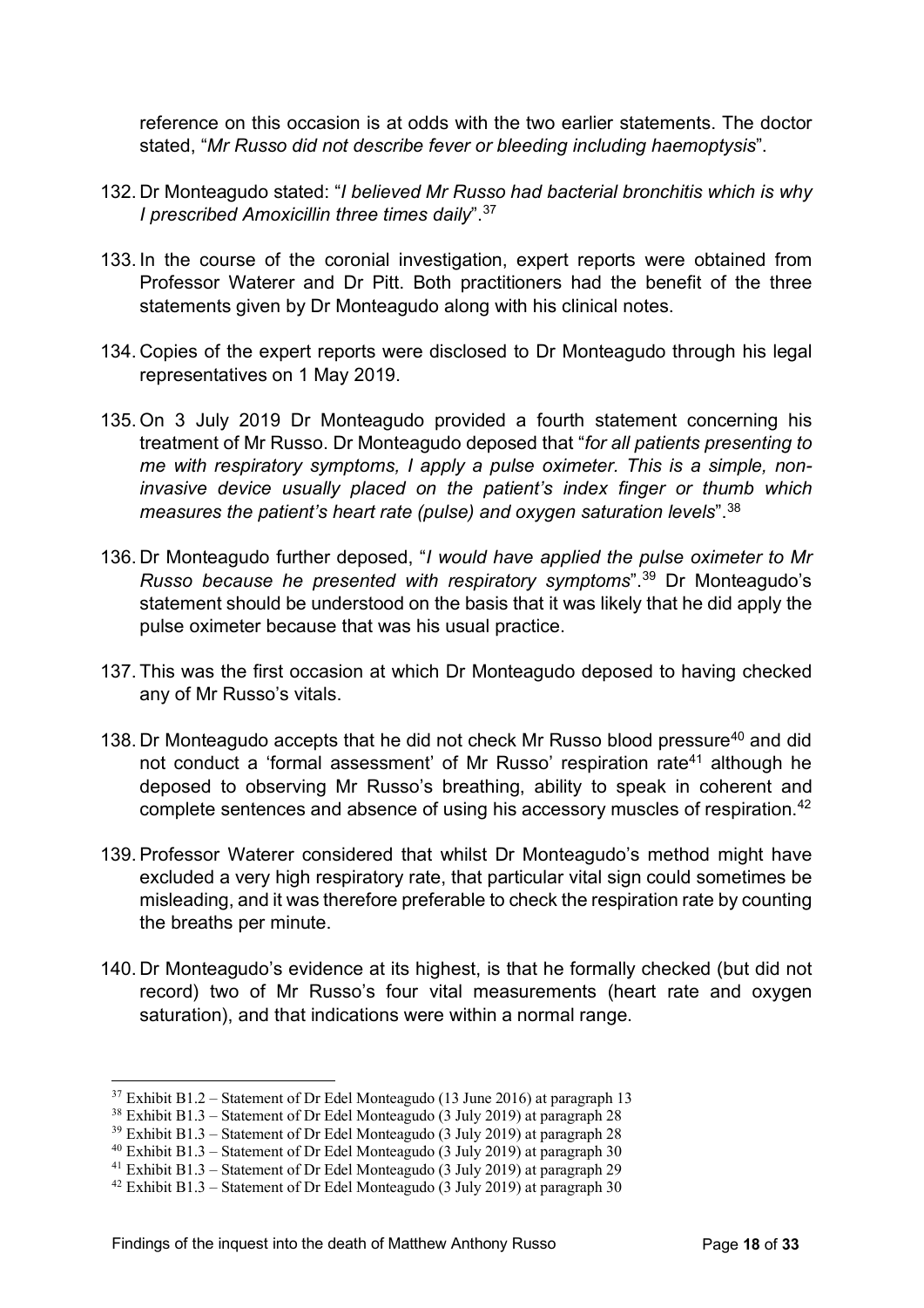reference on this occasion is at odds with the two earlier statements. The doctor stated, "*Mr Russo did not describe fever or bleeding including haemoptysis*".

132. Dr Monteagudo stated: "*I believed Mr Russo had bacterial bronchitis which is why I prescribed Amoxicillin three times daily*".[37]

133. In the course of the coronial investigation, expert reports were obtained from Professor Waterer and Dr Pitt. Both practitioners had the benefit of the three statements given by Dr Monteagudo along with his clinical notes.

134. Copies of the expert reports were disclosed to Dr Monteagudo through his legal representatives on 1 May 2019.

135. On 3 July 2019 Dr Monteagudo provided a fourth statement concerning his treatment of Mr Russo. Dr Monteagudo deposed that "*for all patients presenting to me with respiratory symptoms, I apply a pulse oximeter. This is a simple, non-invasive device usually placed on the patient's index finger or thumb which measures the patient's heart rate (pulse) and oxygen saturation levels*".[38]

136. Dr Monteagudo further deposed, "*I would have applied the pulse oximeter to Mr Russo because he presented with respiratory symptoms*".[39] Dr Monteagudo's statement should be understood on the basis that it was likely that he did apply the pulse oximeter because that was his usual practice.

137. This was the first occasion at which Dr Monteagudo deposed to having checked any of Mr Russo's vitals.

138. Dr Monteagudo accepts that he did not check Mr Russo blood pressure[40] and did not conduct a 'formal assessment' of Mr Russo' respiration rate[41] although he deposed to observing Mr Russo's breathing, ability to speak in coherent and complete sentences and absence of using his accessory muscles of respiration.[42]

139. Professor Waterer considered that whilst Dr Monteagudo's method might have excluded a very high respiratory rate, that particular vital sign could sometimes be misleading, and it was therefore preferable to check the respiration rate by counting the breaths per minute.

140. Dr Monteagudo's evidence at its highest, is that he formally checked (but did not record) two of Mr Russo's four vital measurements (heart rate and oxygen saturation), and that indications were within a normal range.

---

[37] Exhibit B1.2 – Statement of Dr Edel Monteagudo (13 June 2016) at paragraph 13
[38] Exhibit B1.3 – Statement of Dr Edel Monteagudo (3 July 2019) at paragraph 28
[39] Exhibit B1.3 – Statement of Dr Edel Monteagudo (3 July 2019) at paragraph 28
[40] Exhibit B1.3 – Statement of Dr Edel Monteagudo (3 July 2019) at paragraph 30
[41] Exhibit B1.3 – Statement of Dr Edel Monteagudo (3 July 2019) at paragraph 29
[42] Exhibit B1.3 – Statement of Dr Edel Monteagudo (3 July 2019) at paragraph 30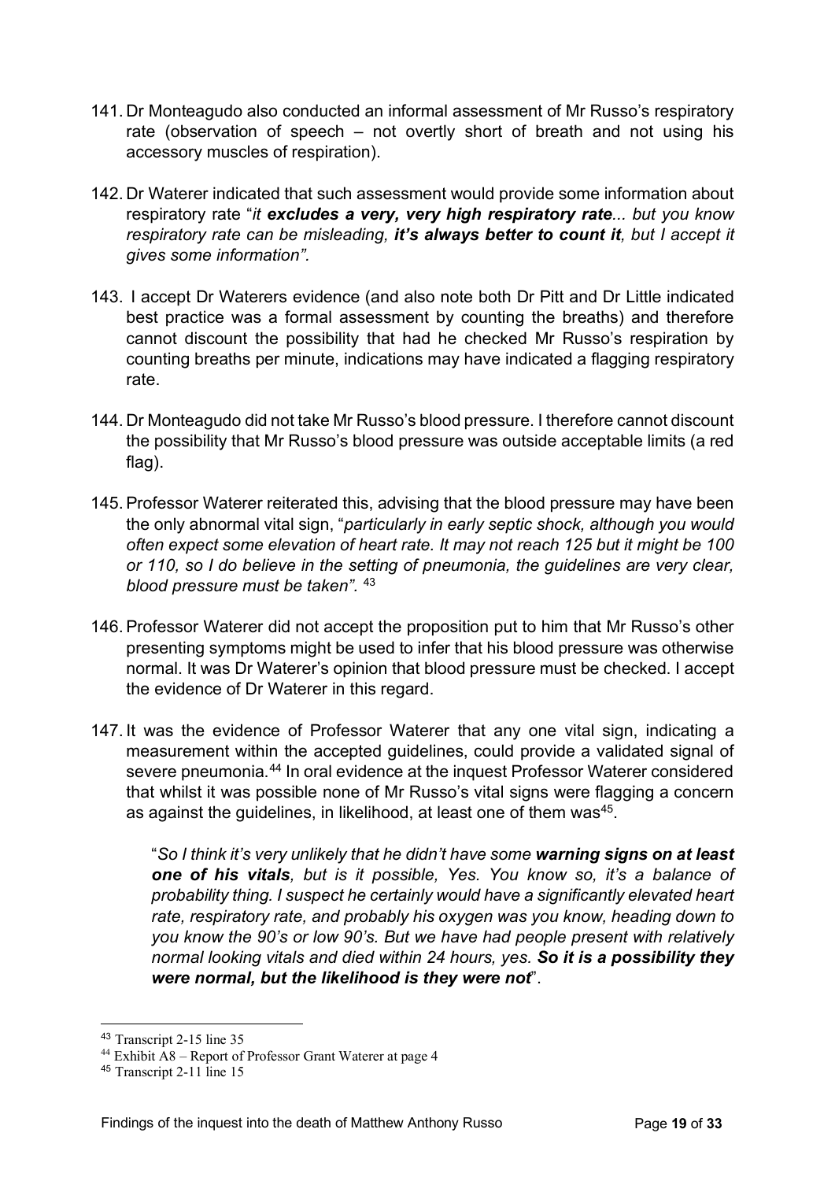141. Dr Monteagudo also conducted an informal assessment of Mr Russo's respiratory rate (observation of speech – not overtly short of breath and not using his accessory muscles of respiration).

142. Dr Waterer indicated that such assessment would provide some information about respiratory rate "*it **excludes a very, very high respiratory rate**... but you know respiratory rate can be misleading, **it's always better to count it**, but I accept it gives some information".*

143. I accept Dr Waterers evidence (and also note both Dr Pitt and Dr Little indicated best practice was a formal assessment by counting the breaths) and therefore cannot discount the possibility that had he checked Mr Russo's respiration by counting breaths per minute, indications may have indicated a flagging respiratory rate.

144. Dr Monteagudo did not take Mr Russo's blood pressure. I therefore cannot discount the possibility that Mr Russo's blood pressure was outside acceptable limits (a red flag).

145. Professor Waterer reiterated this, advising that the blood pressure may have been the only abnormal vital sign, "*particularly in early septic shock, although you would often expect some elevation of heart rate. It may not reach 125 but it might be 100 or 110, so I do believe in the setting of pneumonia, the guidelines are very clear, blood pressure must be taken".* [43]

146. Professor Waterer did not accept the proposition put to him that Mr Russo's other presenting symptoms might be used to infer that his blood pressure was otherwise normal. It was Dr Waterer's opinion that blood pressure must be checked. I accept the evidence of Dr Waterer in this regard.

147. It was the evidence of Professor Waterer that any one vital sign, indicating a measurement within the accepted guidelines, could provide a validated signal of severe pneumonia.[44] In oral evidence at the inquest Professor Waterer considered that whilst it was possible none of Mr Russo's vital signs were flagging a concern as against the guidelines, in likelihood, at least one of them was[45].

> "*So I think it's very unlikely that he didn't have some **warning signs on at least one of his vitals**, but is it possible, Yes. You know so, it's a balance of probability thing. I suspect he certainly would have a significantly elevated heart rate, respiratory rate, and probably his oxygen was you know, heading down to you know the 90's or low 90's. But we have had people present with relatively normal looking vitals and died within 24 hours, yes. **So it is a possibility they were normal, but the likelihood is they were not***".

---

[43] Transcript 2-15 line 35

[44] Exhibit A8 – Report of Professor Grant Waterer at page 4

[45] Transcript 2-11 line 15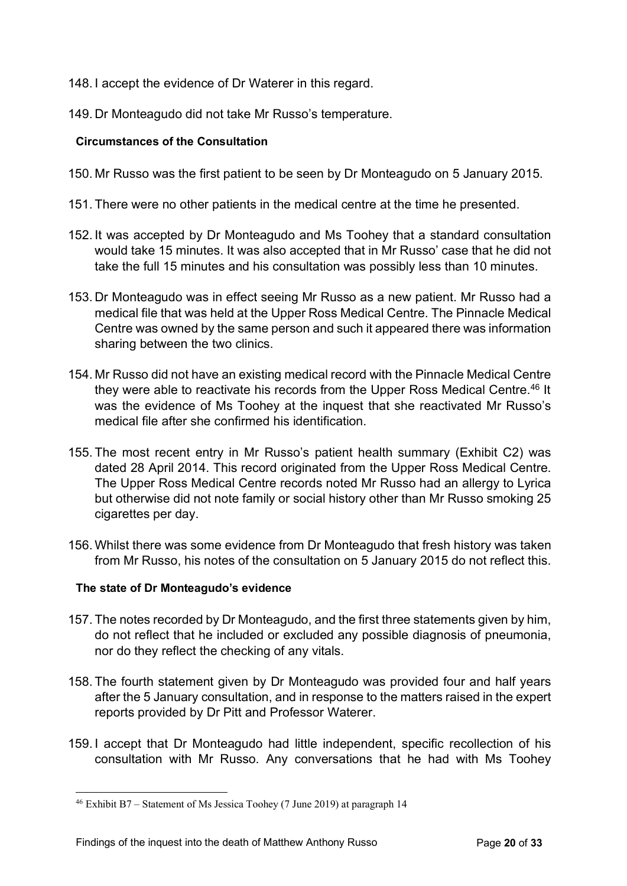148. I accept the evidence of Dr Waterer in this regard.

149. Dr Monteagudo did not take Mr Russo's temperature.

**Circumstances of the Consultation**

150. Mr Russo was the first patient to be seen by Dr Monteagudo on 5 January 2015.

151. There were no other patients in the medical centre at the time he presented.

152. It was accepted by Dr Monteagudo and Ms Toohey that a standard consultation would take 15 minutes. It was also accepted that in Mr Russo' case that he did not take the full 15 minutes and his consultation was possibly less than 10 minutes.

153. Dr Monteagudo was in effect seeing Mr Russo as a new patient. Mr Russo had a medical file that was held at the Upper Ross Medical Centre. The Pinnacle Medical Centre was owned by the same person and such it appeared there was information sharing between the two clinics.

154. Mr Russo did not have an existing medical record with the Pinnacle Medical Centre they were able to reactivate his records from the Upper Ross Medical Centre.[46] It was the evidence of Ms Toohey at the inquest that she reactivated Mr Russo's medical file after she confirmed his identification.

155. The most recent entry in Mr Russo's patient health summary (Exhibit C2) was dated 28 April 2014. This record originated from the Upper Ross Medical Centre. The Upper Ross Medical Centre records noted Mr Russo had an allergy to Lyrica but otherwise did not note family or social history other than Mr Russo smoking 25 cigarettes per day.

156. Whilst there was some evidence from Dr Monteagudo that fresh history was taken from Mr Russo, his notes of the consultation on 5 January 2015 do not reflect this.

**The state of Dr Monteagudo's evidence**

157. The notes recorded by Dr Monteagudo, and the first three statements given by him, do not reflect that he included or excluded any possible diagnosis of pneumonia, nor do they reflect the checking of any vitals.

158. The fourth statement given by Dr Monteagudo was provided four and half years after the 5 January consultation, and in response to the matters raised in the expert reports provided by Dr Pitt and Professor Waterer.

159. I accept that Dr Monteagudo had little independent, specific recollection of his consultation with Mr Russo. Any conversations that he had with Ms Toohey

[46] Exhibit B7 – Statement of Ms Jessica Toohey (7 June 2019) at paragraph 14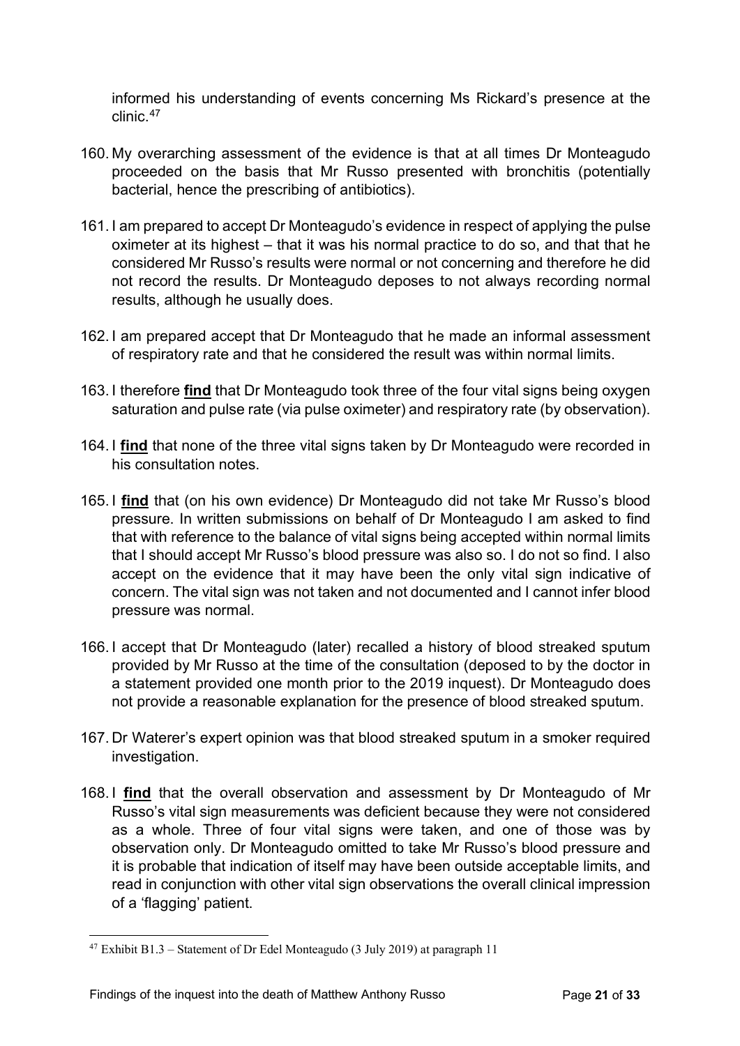informed his understanding of events concerning Ms Rickard's presence at the clinic.[47]

160. My overarching assessment of the evidence is that at all times Dr Monteagudo proceeded on the basis that Mr Russo presented with bronchitis (potentially bacterial, hence the prescribing of antibiotics).

161. I am prepared to accept Dr Monteagudo's evidence in respect of applying the pulse oximeter at its highest – that it was his normal practice to do so, and that that he considered Mr Russo's results were normal or not concerning and therefore he did not record the results. Dr Monteagudo deposes to not always recording normal results, although he usually does.

162. I am prepared accept that Dr Monteagudo that he made an informal assessment of respiratory rate and that he considered the result was within normal limits.

163. I therefore **find** that Dr Monteagudo took three of the four vital signs being oxygen saturation and pulse rate (via pulse oximeter) and respiratory rate (by observation).

164. I **find** that none of the three vital signs taken by Dr Monteagudo were recorded in his consultation notes.

165. I **find** that (on his own evidence) Dr Monteagudo did not take Mr Russo's blood pressure. In written submissions on behalf of Dr Monteagudo I am asked to find that with reference to the balance of vital signs being accepted within normal limits that I should accept Mr Russo's blood pressure was also so. I do not so find. I also accept on the evidence that it may have been the only vital sign indicative of concern. The vital sign was not taken and not documented and I cannot infer blood pressure was normal.

166. I accept that Dr Monteagudo (later) recalled a history of blood streaked sputum provided by Mr Russo at the time of the consultation (deposed to by the doctor in a statement provided one month prior to the 2019 inquest). Dr Monteagudo does not provide a reasonable explanation for the presence of blood streaked sputum.

167. Dr Waterer's expert opinion was that blood streaked sputum in a smoker required investigation.

168. I **find** that the overall observation and assessment by Dr Monteagudo of Mr Russo's vital sign measurements was deficient because they were not considered as a whole. Three of four vital signs were taken, and one of those was by observation only. Dr Monteagudo omitted to take Mr Russo's blood pressure and it is probable that indication of itself may have been outside acceptable limits, and read in conjunction with other vital sign observations the overall clinical impression of a 'flagging' patient.

---

[47] Exhibit B1.3 – Statement of Dr Edel Monteagudo (3 July 2019) at paragraph 11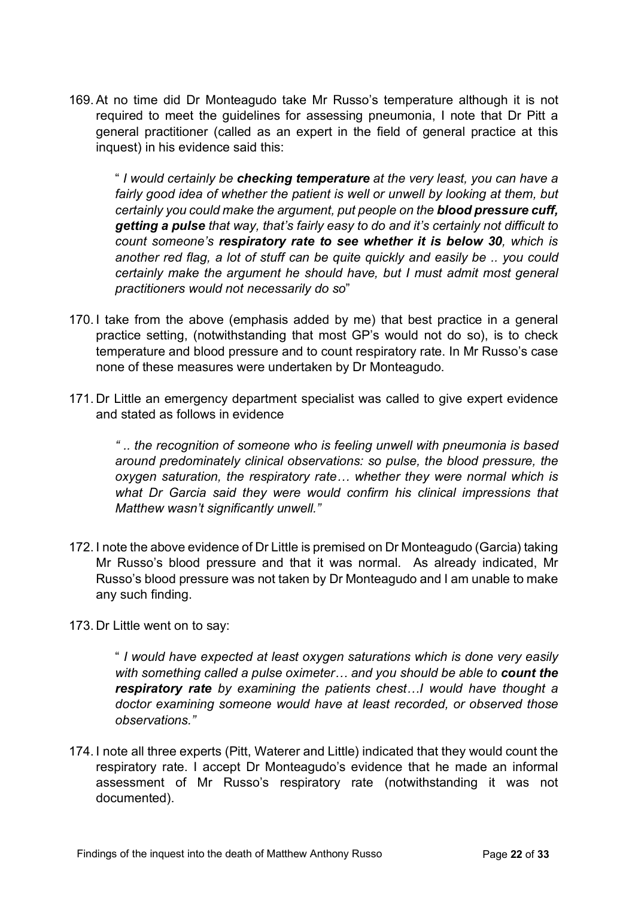169. At no time did Dr Monteagudo take Mr Russo's temperature although it is not required to meet the guidelines for assessing pneumonia, I note that Dr Pitt a general practitioner (called as an expert in the field of general practice at this inquest) in his evidence said this:

> " *I would certainly be **checking temperature** at the very least, you can have a fairly good idea of whether the patient is well or unwell by looking at them, but certainly you could make the argument, put people on the **blood pressure cuff, getting a pulse** that way, that's fairly easy to do and it's certainly not difficult to count someone's **respiratory rate to see whether it is below 30**, which is another red flag, a lot of stuff can be quite quickly and easily be .. you could certainly make the argument he should have, but I must admit most general practitioners would not necessarily do so*"

170. I take from the above (emphasis added by me) that best practice in a general practice setting, (notwithstanding that most GP's would not do so), is to check temperature and blood pressure and to count respiratory rate. In Mr Russo's case none of these measures were undertaken by Dr Monteagudo.

171. Dr Little an emergency department specialist was called to give expert evidence and stated as follows in evidence

> *" .. the recognition of someone who is feeling unwell with pneumonia is based around predominately clinical observations: so pulse, the blood pressure, the oxygen saturation, the respiratory rate… whether they were normal which is what Dr Garcia said they were would confirm his clinical impressions that Matthew wasn't significantly unwell."*

172. I note the above evidence of Dr Little is premised on Dr Monteagudo (Garcia) taking Mr Russo's blood pressure and that it was normal. As already indicated, Mr Russo's blood pressure was not taken by Dr Monteagudo and I am unable to make any such finding.

173. Dr Little went on to say:

> " *I would have expected at least oxygen saturations which is done very easily with something called a pulse oximeter… and you should be able to **count the respiratory rate** by examining the patients chest…I would have thought a doctor examining someone would have at least recorded, or observed those observations."*

174. I note all three experts (Pitt, Waterer and Little) indicated that they would count the respiratory rate. I accept Dr Monteagudo's evidence that he made an informal assessment of Mr Russo's respiratory rate (notwithstanding it was not documented).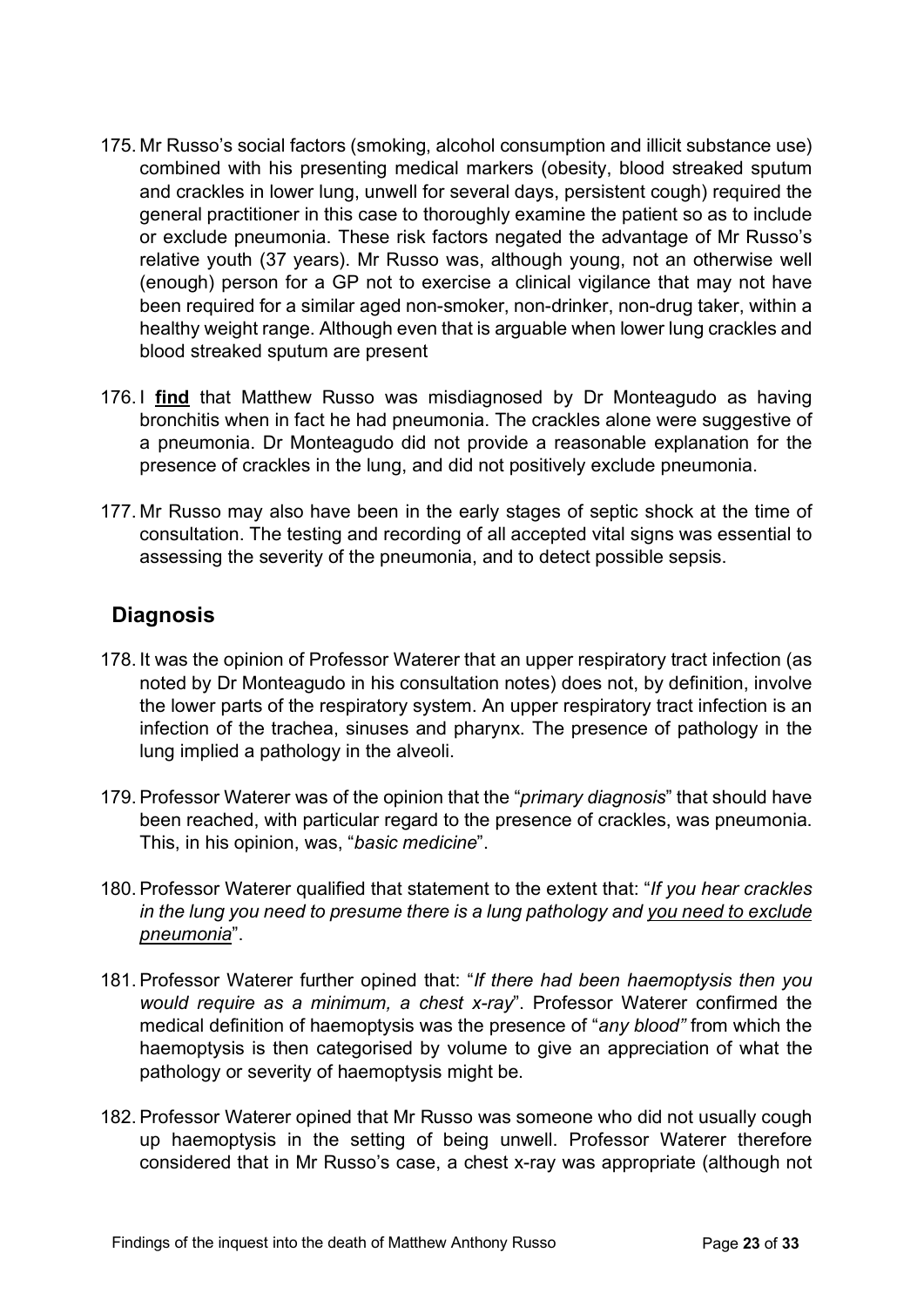175. Mr Russo's social factors (smoking, alcohol consumption and illicit substance use) combined with his presenting medical markers (obesity, blood streaked sputum and crackles in lower lung, unwell for several days, persistent cough) required the general practitioner in this case to thoroughly examine the patient so as to include or exclude pneumonia. These risk factors negated the advantage of Mr Russo's relative youth (37 years). Mr Russo was, although young, not an otherwise well (enough) person for a GP not to exercise a clinical vigilance that may not have been required for a similar aged non-smoker, non-drinker, non-drug taker, within a healthy weight range. Although even that is arguable when lower lung crackles and blood streaked sputum are present

176. I <u>**find**</u> that Matthew Russo was misdiagnosed by Dr Monteagudo as having bronchitis when in fact he had pneumonia. The crackles alone were suggestive of a pneumonia. Dr Monteagudo did not provide a reasonable explanation for the presence of crackles in the lung, and did not positively exclude pneumonia.

177. Mr Russo may also have been in the early stages of septic shock at the time of consultation. The testing and recording of all accepted vital signs was essential to assessing the severity of the pneumonia, and to detect possible sepsis.

## Diagnosis

178. It was the opinion of Professor Waterer that an upper respiratory tract infection (as noted by Dr Monteagudo in his consultation notes) does not, by definition, involve the lower parts of the respiratory system. An upper respiratory tract infection is an infection of the trachea, sinuses and pharynx. The presence of pathology in the lung implied a pathology in the alveoli.

179. Professor Waterer was of the opinion that the "*primary diagnosis*" that should have been reached, with particular regard to the presence of crackles, was pneumonia. This, in his opinion, was, "*basic medicine*".

180. Professor Waterer qualified that statement to the extent that: "*If you hear crackles in the lung you need to presume there is a lung pathology and <u>you need to exclude pneumonia</u>*".

181. Professor Waterer further opined that: "*If there had been haemoptysis then you would require as a minimum, a chest x-ray*". Professor Waterer confirmed the medical definition of haemoptysis was the presence of "*any blood"* from which the haemoptysis is then categorised by volume to give an appreciation of what the pathology or severity of haemoptysis might be.

182. Professor Waterer opined that Mr Russo was someone who did not usually cough up haemoptysis in the setting of being unwell. Professor Waterer therefore considered that in Mr Russo's case, a chest x-ray was appropriate (although not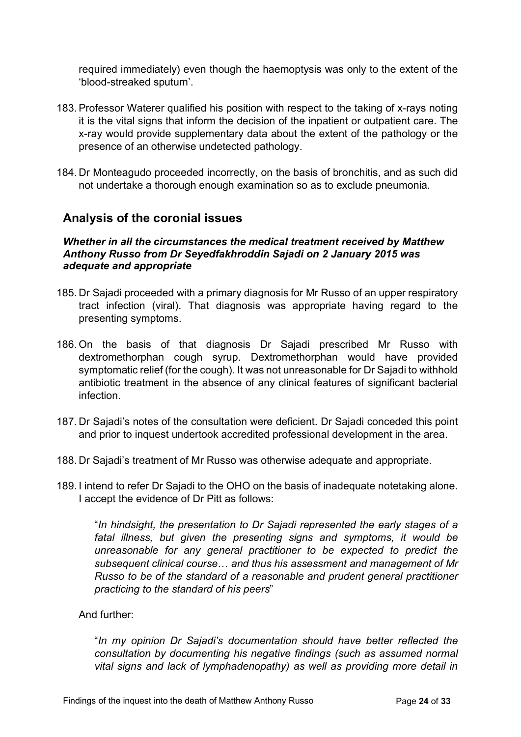required immediately) even though the haemoptysis was only to the extent of the 'blood-streaked sputum'.

183. Professor Waterer qualified his position with respect to the taking of x-rays noting it is the vital signs that inform the decision of the inpatient or outpatient care. The x-ray would provide supplementary data about the extent of the pathology or the presence of an otherwise undetected pathology.

184. Dr Monteagudo proceeded incorrectly, on the basis of bronchitis, and as such did not undertake a thorough enough examination so as to exclude pneumonia.

## Analysis of the coronial issues

### *Whether in all the circumstances the medical treatment received by Matthew Anthony Russo from Dr Seyedfakhroddin Sajadi on 2 January 2015 was adequate and appropriate*

185. Dr Sajadi proceeded with a primary diagnosis for Mr Russo of an upper respiratory tract infection (viral). That diagnosis was appropriate having regard to the presenting symptoms.

186. On the basis of that diagnosis Dr Sajadi prescribed Mr Russo with dextromethorphan cough syrup. Dextromethorphan would have provided symptomatic relief (for the cough). It was not unreasonable for Dr Sajadi to withhold antibiotic treatment in the absence of any clinical features of significant bacterial infection.

187. Dr Sajadi's notes of the consultation were deficient. Dr Sajadi conceded this point and prior to inquest undertook accredited professional development in the area.

188. Dr Sajadi's treatment of Mr Russo was otherwise adequate and appropriate.

189. I intend to refer Dr Sajadi to the OHO on the basis of inadequate notetaking alone. I accept the evidence of Dr Pitt as follows:

> "*In hindsight, the presentation to Dr Sajadi represented the early stages of a fatal illness, but given the presenting signs and symptoms, it would be unreasonable for any general practitioner to be expected to predict the subsequent clinical course… and thus his assessment and management of Mr Russo to be of the standard of a reasonable and prudent general practitioner practicing to the standard of his peers*"

And further:

> "*In my opinion Dr Sajadi's documentation should have better reflected the consultation by documenting his negative findings (such as assumed normal vital signs and lack of lymphadenopathy) as well as providing more detail in*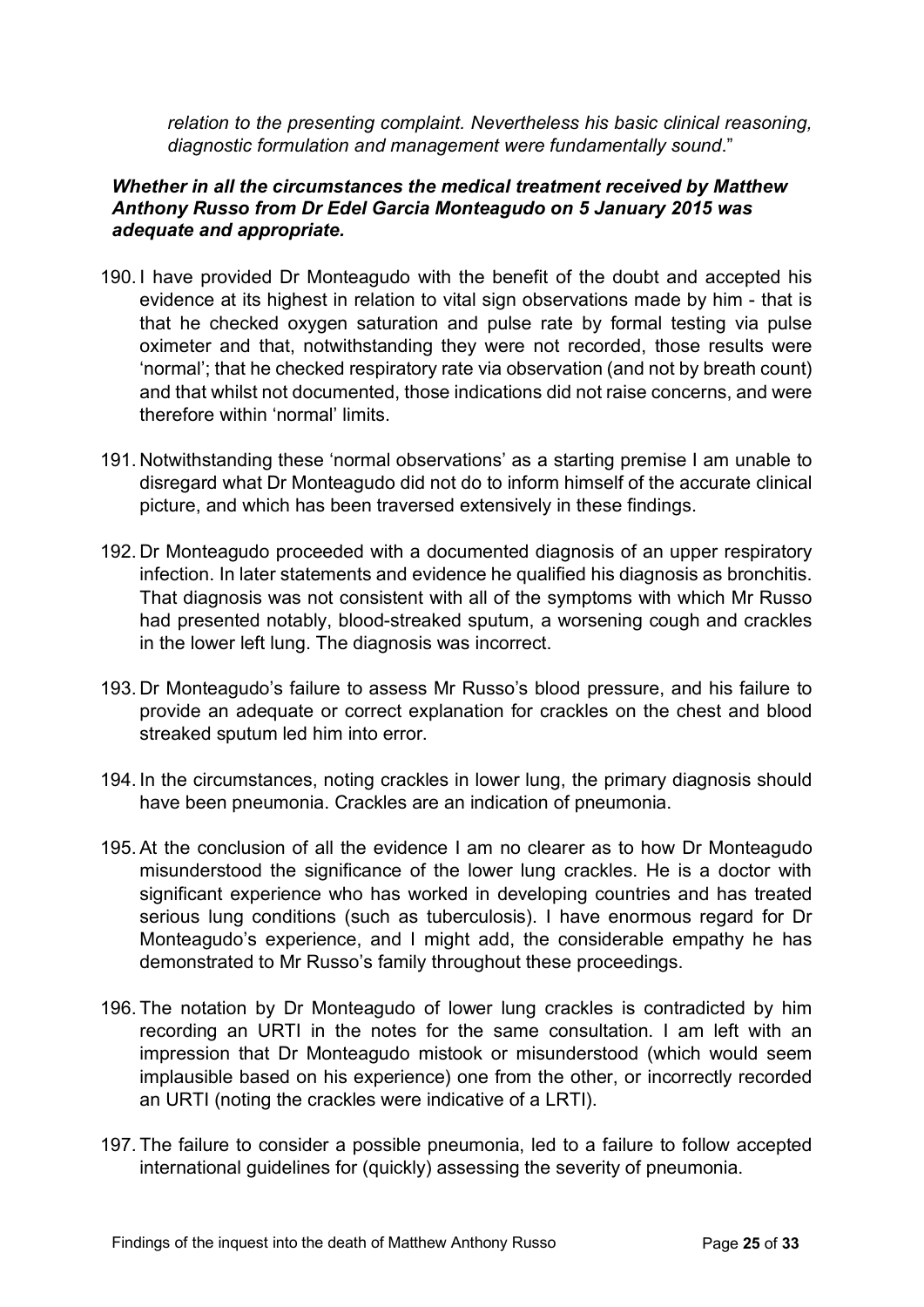*relation to the presenting complaint. Nevertheless his basic clinical reasoning, diagnostic formulation and management were fundamentally sound*."

***Whether in all the circumstances the medical treatment received by Matthew Anthony Russo from Dr Edel Garcia Monteagudo on 5 January 2015 was adequate and appropriate.***

190. I have provided Dr Monteagudo with the benefit of the doubt and accepted his evidence at its highest in relation to vital sign observations made by him - that is that he checked oxygen saturation and pulse rate by formal testing via pulse oximeter and that, notwithstanding they were not recorded, those results were 'normal'; that he checked respiratory rate via observation (and not by breath count) and that whilst not documented, those indications did not raise concerns, and were therefore within 'normal' limits.

191. Notwithstanding these 'normal observations' as a starting premise I am unable to disregard what Dr Monteagudo did not do to inform himself of the accurate clinical picture, and which has been traversed extensively in these findings.

192. Dr Monteagudo proceeded with a documented diagnosis of an upper respiratory infection. In later statements and evidence he qualified his diagnosis as bronchitis. That diagnosis was not consistent with all of the symptoms with which Mr Russo had presented notably, blood-streaked sputum, a worsening cough and crackles in the lower left lung. The diagnosis was incorrect.

193. Dr Monteagudo's failure to assess Mr Russo's blood pressure, and his failure to provide an adequate or correct explanation for crackles on the chest and blood streaked sputum led him into error.

194. In the circumstances, noting crackles in lower lung, the primary diagnosis should have been pneumonia. Crackles are an indication of pneumonia.

195. At the conclusion of all the evidence I am no clearer as to how Dr Monteagudo misunderstood the significance of the lower lung crackles. He is a doctor with significant experience who has worked in developing countries and has treated serious lung conditions (such as tuberculosis). I have enormous regard for Dr Monteagudo's experience, and I might add, the considerable empathy he has demonstrated to Mr Russo's family throughout these proceedings.

196. The notation by Dr Monteagudo of lower lung crackles is contradicted by him recording an URTI in the notes for the same consultation. I am left with an impression that Dr Monteagudo mistook or misunderstood (which would seem implausible based on his experience) one from the other, or incorrectly recorded an URTI (noting the crackles were indicative of a LRTI).

197. The failure to consider a possible pneumonia, led to a failure to follow accepted international guidelines for (quickly) assessing the severity of pneumonia.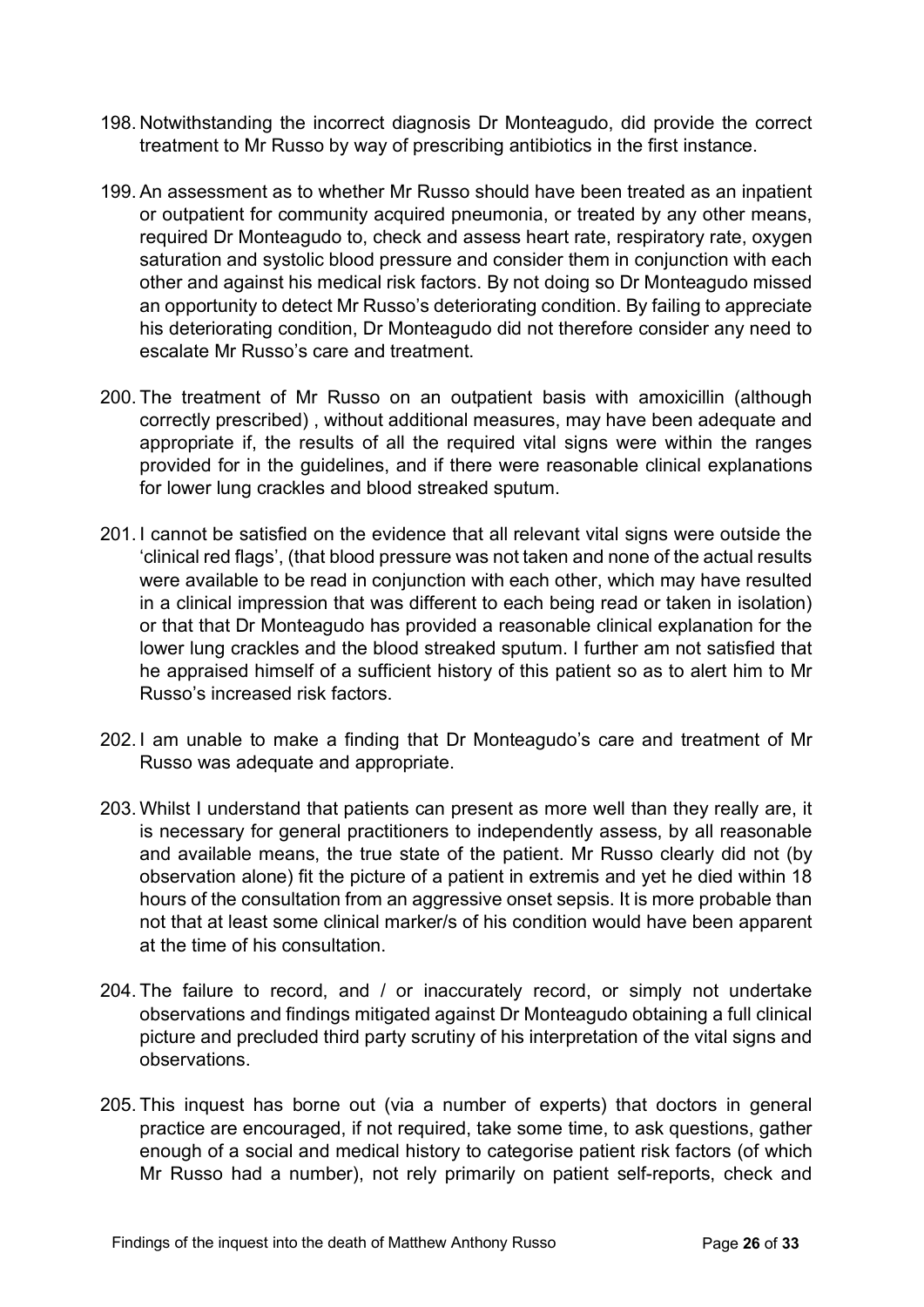198. Notwithstanding the incorrect diagnosis Dr Monteagudo, did provide the correct treatment to Mr Russo by way of prescribing antibiotics in the first instance.

199. An assessment as to whether Mr Russo should have been treated as an inpatient or outpatient for community acquired pneumonia, or treated by any other means, required Dr Monteagudo to, check and assess heart rate, respiratory rate, oxygen saturation and systolic blood pressure and consider them in conjunction with each other and against his medical risk factors. By not doing so Dr Monteagudo missed an opportunity to detect Mr Russo's deteriorating condition. By failing to appreciate his deteriorating condition, Dr Monteagudo did not therefore consider any need to escalate Mr Russo's care and treatment.

200. The treatment of Mr Russo on an outpatient basis with amoxicillin (although correctly prescribed) , without additional measures, may have been adequate and appropriate if, the results of all the required vital signs were within the ranges provided for in the guidelines, and if there were reasonable clinical explanations for lower lung crackles and blood streaked sputum.

201. I cannot be satisfied on the evidence that all relevant vital signs were outside the 'clinical red flags', (that blood pressure was not taken and none of the actual results were available to be read in conjunction with each other, which may have resulted in a clinical impression that was different to each being read or taken in isolation) or that that Dr Monteagudo has provided a reasonable clinical explanation for the lower lung crackles and the blood streaked sputum. I further am not satisfied that he appraised himself of a sufficient history of this patient so as to alert him to Mr Russo's increased risk factors.

202. I am unable to make a finding that Dr Monteagudo's care and treatment of Mr Russo was adequate and appropriate.

203. Whilst I understand that patients can present as more well than they really are, it is necessary for general practitioners to independently assess, by all reasonable and available means, the true state of the patient. Mr Russo clearly did not (by observation alone) fit the picture of a patient in extremis and yet he died within 18 hours of the consultation from an aggressive onset sepsis. It is more probable than not that at least some clinical marker/s of his condition would have been apparent at the time of his consultation.

204. The failure to record, and / or inaccurately record, or simply not undertake observations and findings mitigated against Dr Monteagudo obtaining a full clinical picture and precluded third party scrutiny of his interpretation of the vital signs and observations.

205. This inquest has borne out (via a number of experts) that doctors in general practice are encouraged, if not required, take some time, to ask questions, gather enough of a social and medical history to categorise patient risk factors (of which Mr Russo had a number), not rely primarily on patient self-reports, check and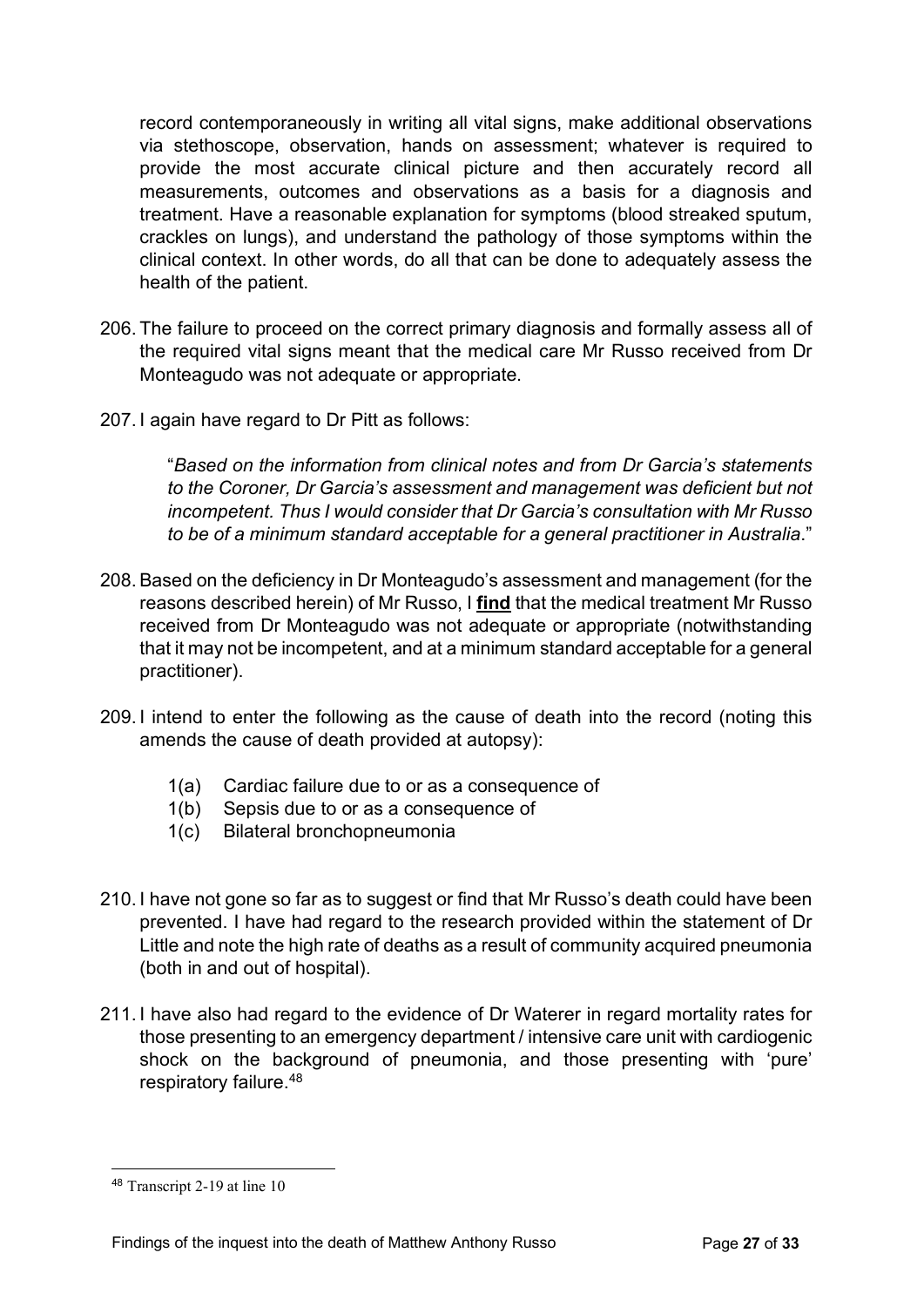record contemporaneously in writing all vital signs, make additional observations via stethoscope, observation, hands on assessment; whatever is required to provide the most accurate clinical picture and then accurately record all measurements, outcomes and observations as a basis for a diagnosis and treatment. Have a reasonable explanation for symptoms (blood streaked sputum, crackles on lungs), and understand the pathology of those symptoms within the clinical context. In other words, do all that can be done to adequately assess the health of the patient.

206. The failure to proceed on the correct primary diagnosis and formally assess all of the required vital signs meant that the medical care Mr Russo received from Dr Monteagudo was not adequate or appropriate.

207. I again have regard to Dr Pitt as follows:

> "*Based on the information from clinical notes and from Dr Garcia's statements to the Coroner, Dr Garcia's assessment and management was deficient but not incompetent. Thus I would consider that Dr Garcia's consultation with Mr Russo to be of a minimum standard acceptable for a general practitioner in Australia*."

208. Based on the deficiency in Dr Monteagudo's assessment and management (for the reasons described herein) of Mr Russo, I **find** that the medical treatment Mr Russo received from Dr Monteagudo was not adequate or appropriate (notwithstanding that it may not be incompetent, and at a minimum standard acceptable for a general practitioner).

209. I intend to enter the following as the cause of death into the record (noting this amends the cause of death provided at autopsy):

    1(a) Cardiac failure due to or as a consequence of
    1(b) Sepsis due to or as a consequence of
    1(c) Bilateral bronchopneumonia

210. I have not gone so far as to suggest or find that Mr Russo's death could have been prevented. I have had regard to the research provided within the statement of Dr Little and note the high rate of deaths as a result of community acquired pneumonia (both in and out of hospital).

211. I have also had regard to the evidence of Dr Waterer in regard mortality rates for those presenting to an emergency department / intensive care unit with cardiogenic shock on the background of pneumonia, and those presenting with 'pure' respiratory failure.[48]

[48] Transcript 2-19 at line 10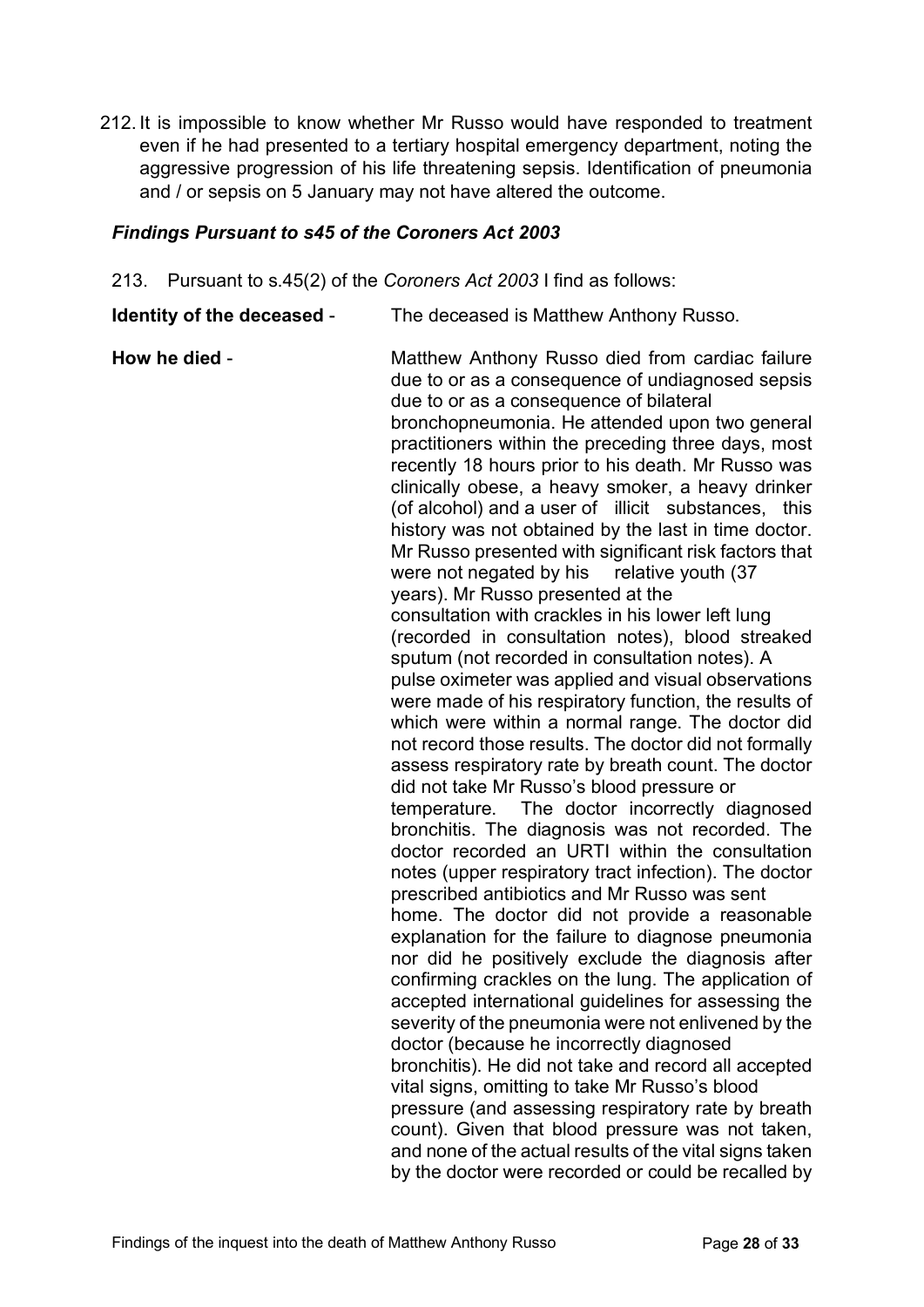212. It is impossible to know whether Mr Russo would have responded to treatment even if he had presented to a tertiary hospital emergency department, noting the aggressive progression of his life threatening sepsis. Identification of pneumonia and / or sepsis on 5 January may not have altered the outcome.

### *Findings Pursuant to s45 of the Coroners Act 2003*

213. Pursuant to s.45(2) of the *Coroners Act 2003* I find as follows:

**Identity of the deceased** - The deceased is Matthew Anthony Russo.

**How he died** - Matthew Anthony Russo died from cardiac failure due to or as a consequence of undiagnosed sepsis due to or as a consequence of bilateral bronchopneumonia. He attended upon two general practitioners within the preceding three days, most recently 18 hours prior to his death. Mr Russo was clinically obese, a heavy smoker, a heavy drinker (of alcohol) and a user of illicit substances, this history was not obtained by the last in time doctor. Mr Russo presented with significant risk factors that were not negated by his relative youth (37 years). Mr Russo presented at the consultation with crackles in his lower left lung (recorded in consultation notes), blood streaked sputum (not recorded in consultation notes). A pulse oximeter was applied and visual observations were made of his respiratory function, the results of which were within a normal range. The doctor did not record those results. The doctor did not formally assess respiratory rate by breath count. The doctor did not take Mr Russo's blood pressure or temperature. The doctor incorrectly diagnosed bronchitis. The diagnosis was not recorded. The doctor recorded an URTI within the consultation notes (upper respiratory tract infection). The doctor prescribed antibiotics and Mr Russo was sent home. The doctor did not provide a reasonable explanation for the failure to diagnose pneumonia nor did he positively exclude the diagnosis after confirming crackles on the lung. The application of accepted international guidelines for assessing the severity of the pneumonia were not enlivened by the doctor (because he incorrectly diagnosed bronchitis). He did not take and record all accepted vital signs, omitting to take Mr Russo's blood pressure (and assessing respiratory rate by breath count). Given that blood pressure was not taken, and none of the actual results of the vital signs taken by the doctor were recorded or could be recalled by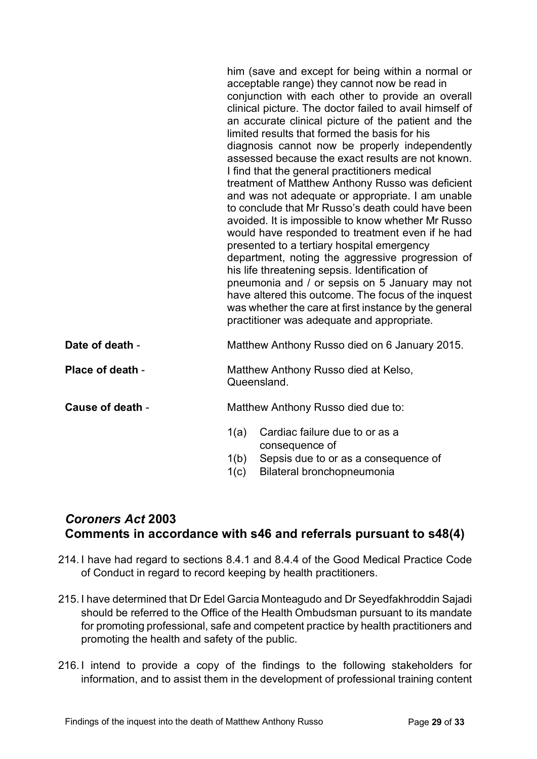him (save and except for being within a normal or acceptable range) they cannot now be read in conjunction with each other to provide an overall clinical picture. The doctor failed to avail himself of an accurate clinical picture of the patient and the limited results that formed the basis for his diagnosis cannot now be properly independently assessed because the exact results are not known. I find that the general practitioners medical treatment of Matthew Anthony Russo was deficient and was not adequate or appropriate. I am unable to conclude that Mr Russo's death could have been avoided. It is impossible to know whether Mr Russo would have responded to treatment even if he had presented to a tertiary hospital emergency department, noting the aggressive progression of his life threatening sepsis. Identification of pneumonia and / or sepsis on 5 January may not have altered this outcome. The focus of the inquest was whether the care at first instance by the general practitioner was adequate and appropriate.

**Date of death** - Matthew Anthony Russo died on 6 January 2015.

**Place of death** - Matthew Anthony Russo died at Kelso, Queensland.

**Cause of death** - Matthew Anthony Russo died due to:

1(a) Cardiac failure due to or as a consequence of
1(b) Sepsis due to or as a consequence of
1(c) Bilateral bronchopneumonia

## *Coroners Act* 2003 Comments in accordance with s46 and referrals pursuant to s48(4)

214. I have had regard to sections 8.4.1 and 8.4.4 of the Good Medical Practice Code of Conduct in regard to record keeping by health practitioners.

215. I have determined that Dr Edel Garcia Monteagudo and Dr Seyedfakhroddin Sajadi should be referred to the Office of the Health Ombudsman pursuant to its mandate for promoting professional, safe and competent practice by health practitioners and promoting the health and safety of the public.

216. I intend to provide a copy of the findings to the following stakeholders for information, and to assist them in the development of professional training content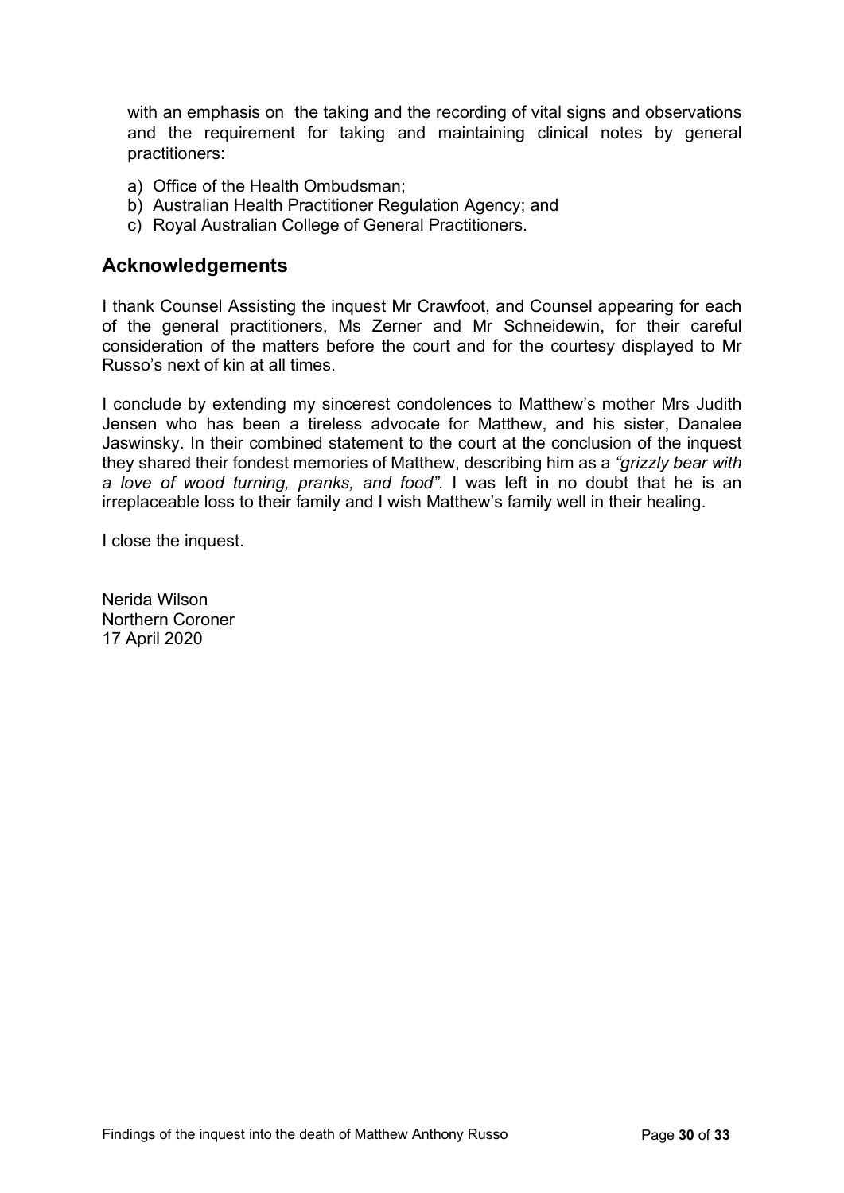with an emphasis on the taking and the recording of vital signs and observations and the requirement for taking and maintaining clinical notes by general practitioners:

a) Office of the Health Ombudsman;
b) Australian Health Practitioner Regulation Agency; and
c) Royal Australian College of General Practitioners.

## Acknowledgements

I thank Counsel Assisting the inquest Mr Crawfoot, and Counsel appearing for each of the general practitioners, Ms Zerner and Mr Schneidewin, for their careful consideration of the matters before the court and for the courtesy displayed to Mr Russo's next of kin at all times.

I conclude by extending my sincerest condolences to Matthew's mother Mrs Judith Jensen who has been a tireless advocate for Matthew, and his sister, Danalee Jaswinsky. In their combined statement to the court at the conclusion of the inquest they shared their fondest memories of Matthew, describing him as a *"grizzly bear with a love of wood turning, pranks, and food"*. I was left in no doubt that he is an irreplaceable loss to their family and I wish Matthew's family well in their healing.

I close the inquest.

Nerida Wilson
Northern Coroner
17 April 2020